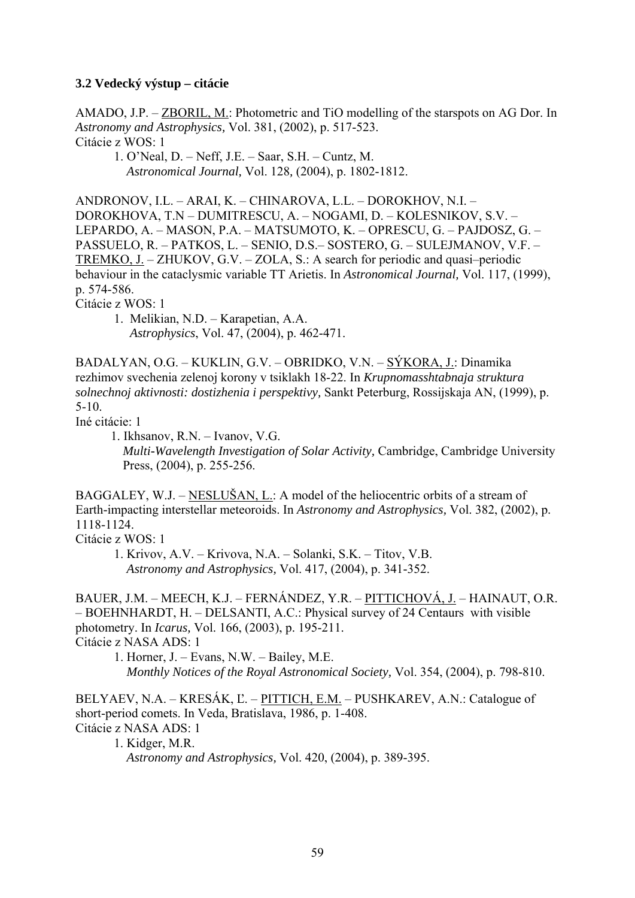**3.2 Vedecký výstup – citácie**

AMADO, J.P. – ZBORIL, M.: Photometric and TiO modelling of the starspots on AG Dor. In *Astronomy and Astrophysics,* Vol. 381, (2002), p. 517-523.
Citácie z WOS: 1

1. O'Neal, D. – Neff, J.E. – Saar, S.H. – Cuntz, M.
*Astronomical Journal,* Vol. 128, (2004), p. 1802-1812.

ANDRONOV, I.L. – ARAI, K. – CHINAROVA, L.L. – DOROKHOV, N.I. – DOROKHOVA, T.N – DUMITRESCU, A. – NOGAMI, D. – KOLESNIKOV, S.V. – LEPARDO, A. – MASON, P.A. – MATSUMOTO, K. – OPRESCU, G. – PAJDOSZ, G. – PASSUELO, R. – PATKOS, L. – SENIO, D.S.– SOSTERO, G. – SULEJMANOV, V.F. – TREMKO, J. – ZHUKOV, G.V. – ZOLA, S.: A search for periodic and quasi–periodic behaviour in the cataclysmic variable TT Arietis. In *Astronomical Journal,* Vol. 117, (1999), p. 574-586.
Citácie z WOS: 1

1. Melikian, N.D. – Karapetian, A.A.
*Astrophysics*, Vol. 47, (2004), p. 462-471.

BADALYAN, O.G. – KUKLIN, G.V. – OBRIDKO, V.N. – SÝKORA, J.: Dinamika rezhimov svechenia zelenoj korony v tsiklakh 18-22. In *Krupnomasshtabnaja struktura solnechnoj aktivnosti: dostizhenia i perspektivy,* Sankt Peterburg, Rossijskaja AN, (1999), p. 5-10.
Iné citácie: 1

1. Ikhsanov, R.N. – Ivanov, V.G.
*Multi-Wavelength Investigation of Solar Activity,* Cambridge, Cambridge University Press, (2004), p. 255-256.

BAGGALEY, W.J. – NESLUŠAN, L.: A model of the heliocentric orbits of a stream of Earth-impacting interstellar meteoroids. In *Astronomy and Astrophysics,* Vol. 382, (2002), p. 1118-1124.
Citácie z WOS: 1

1. Krivov, A.V. – Krivova, N.A. – Solanki, S.K. – Titov, V.B.
*Astronomy and Astrophysics,* Vol. 417, (2004), p. 341-352.

BAUER, J.M. – MEECH, K.J. – FERNÁNDEZ, Y.R. – PITTICHOVÁ, J. – HAINAUT, O.R. – BOEHNHARDT, H. – DELSANTI, A.C.: Physical survey of 24 Centaurs with visible photometry. In *Icarus,* Vol. 166, (2003), p. 195-211.
Citácie z NASA ADS: 1

1. Horner, J. – Evans, N.W. – Bailey, M.E.
*Monthly Notices of the Royal Astronomical Society,* Vol. 354, (2004), p. 798-810.

BELYAEV, N.A. – KRESÁK, Ľ. – PITTICH, E.M. – PUSHKAREV, A.N.: Catalogue of short-period comets. In Veda, Bratislava, 1986, p. 1-408.
Citácie z NASA ADS: 1

1. Kidger, M.R.
*Astronomy and Astrophysics,* Vol. 420, (2004), p. 389-395.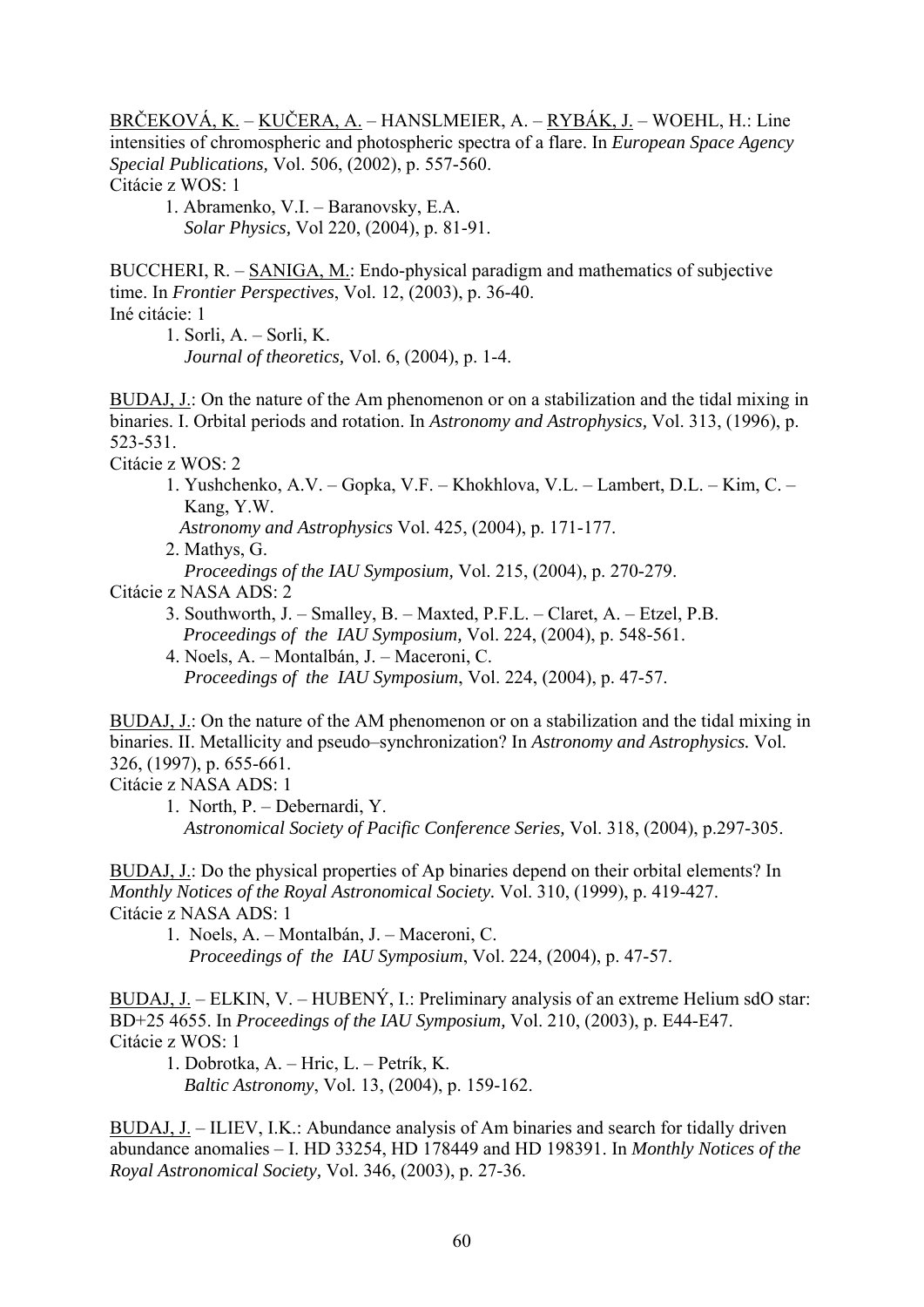BRČEKOVÁ, K. – KUČERA, A. – HANSLMEIER, A. – RYBÁK, J. – WOEHL, H.: Line intensities of chromospheric and photospheric spectra of a flare. In *European Space Agency Special Publications,* Vol. 506, (2002), p. 557-560.
Citácie z WOS: 1

1. Abramenko, V.I. – Baranovsky, E.A.
   *Solar Physics,* Vol 220, (2004), p. 81-91.

BUCCHERI, R. – SANIGA, M.: Endo-physical paradigm and mathematics of subjective time. In *Frontier Perspectives*, Vol. 12, (2003), p. 36-40.
Iné citácie: 1

1. Sorli, A. – Sorli, K.
   *Journal of theoretics,* Vol. 6, (2004), p. 1-4.

BUDAJ, J.: On the nature of the Am phenomenon or on a stabilization and the tidal mixing in binaries. I. Orbital periods and rotation. In *Astronomy and Astrophysics,* Vol. 313, (1996), p. 523-531.
Citácie z WOS: 2

1. Yushchenko, A.V. – Gopka, V.F. – Khokhlova, V.L. – Lambert, D.L. – Kim, C. – Kang, Y.W.
   *Astronomy and Astrophysics* Vol. 425, (2004), p. 171-177.
2. Mathys, G.
   *Proceedings of the IAU Symposium,* Vol. 215, (2004), p. 270-279.

Citácie z NASA ADS: 2

3. Southworth, J. – Smalley, B. – Maxted, P.F.L. – Claret, A. – Etzel, P.B.
   *Proceedings of the IAU Symposium,* Vol. 224, (2004), p. 548-561.
4. Noels, A. – Montalbán, J. – Maceroni, C.
   *Proceedings of the IAU Symposium*, Vol. 224, (2004), p. 47-57.

BUDAJ, J.: On the nature of the AM phenomenon or on a stabilization and the tidal mixing in binaries. II. Metallicity and pseudo–synchronization? In *Astronomy and Astrophysics.* Vol. 326, (1997), p. 655-661.
Citácie z NASA ADS: 1

1. North, P. – Debernardi, Y.
   *Astronomical Society of Pacific Conference Series,* Vol. 318, (2004), p.297-305.

BUDAJ, J.: Do the physical properties of Ap binaries depend on their orbital elements? In *Monthly Notices of the Royal Astronomical Society.* Vol. 310, (1999), p. 419-427.
Citácie z NASA ADS: 1

1. Noels, A. – Montalbán, J. – Maceroni, C.
   *Proceedings of the IAU Symposium*, Vol. 224, (2004), p. 47-57.

BUDAJ, J. – ELKIN, V. – HUBENÝ, I.: Preliminary analysis of an extreme Helium sdO star: BD+25 4655. In *Proceedings of the IAU Symposium,* Vol. 210, (2003), p. E44-E47.
Citácie z WOS: 1

1. Dobrotka, A. – Hric, L. – Petrík, K.
   *Baltic Astronomy*, Vol. 13, (2004), p. 159-162.

BUDAJ, J. – ILIEV, I.K.: Abundance analysis of Am binaries and search for tidally driven abundance anomalies – I. HD 33254, HD 178449 and HD 198391. In *Monthly Notices of the Royal Astronomical Society,* Vol. 346, (2003), p. 27-36.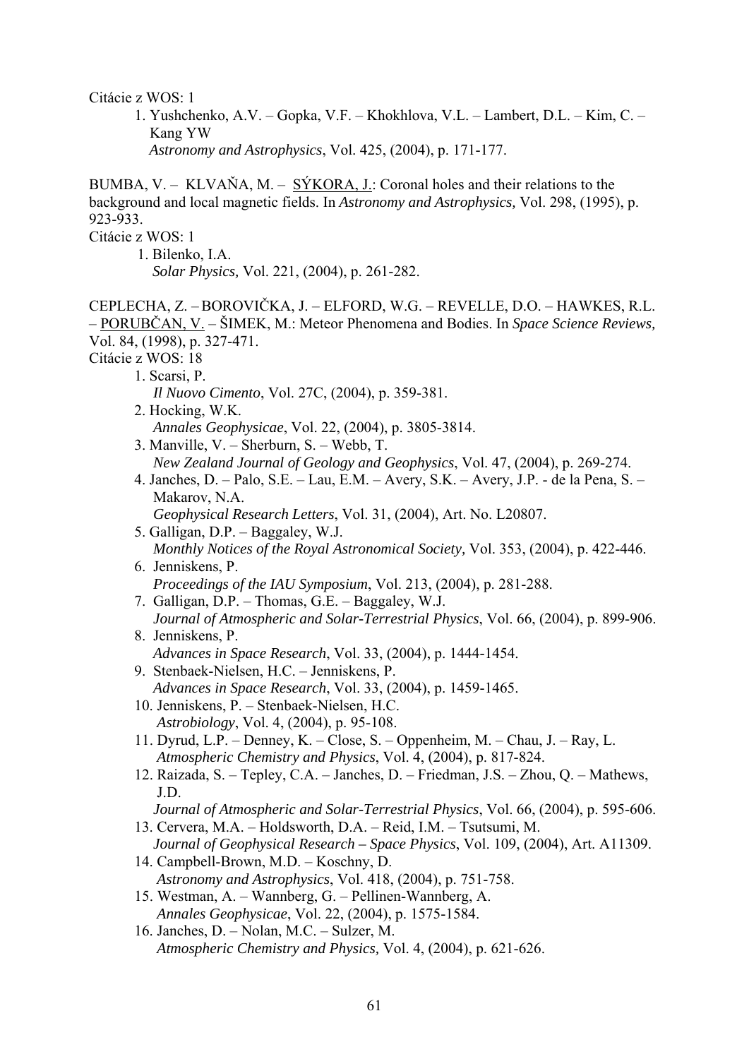Citácie z WOS: 1

1. Yushchenko, A.V. – Gopka, V.F. – Khokhlova, V.L. – Lambert, D.L. – Kim, C. – Kang YW
   *Astronomy and Astrophysics*, Vol. 425, (2004), p. 171-177.

BUMBA, V. – KLVAŇA, M. – SÝKORA, J.: Coronal holes and their relations to the background and local magnetic fields. In *Astronomy and Astrophysics,* Vol. 298, (1995), p. 923-933.

Citácie z WOS: 1

1. Bilenko, I.A.
   *Solar Physics,* Vol. 221, (2004), p. 261-282.

CEPLECHA, Z. – BOROVIČKA, J. – ELFORD, W.G. – REVELLE, D.O. – HAWKES, R.L. – PORUBČAN, V. – ŠIMEK, M.: Meteor Phenomena and Bodies. In *Space Science Reviews,* Vol. 84, (1998), p. 327-471.

Citácie z WOS: 18

1. Scarsi, P.
   *Il Nuovo Cimento*, Vol. 27C, (2004), p. 359-381.
2. Hocking, W.K.
   *Annales Geophysicae*, Vol. 22, (2004), p. 3805-3814.
3. Manville, V. – Sherburn, S. – Webb, T.
   *New Zealand Journal of Geology and Geophysics*, Vol. 47, (2004), p. 269-274.
4. Janches, D. – Palo, S.E. – Lau, E.M. – Avery, S.K. – Avery, J.P. - de la Pena, S. – Makarov, N.A.
   *Geophysical Research Letters*, Vol. 31, (2004), Art. No. L20807.
5. Galligan, D.P. – Baggaley, W.J.
   *Monthly Notices of the Royal Astronomical Society,* Vol. 353, (2004), p. 422-446.
6. Jenniskens, P.
   *Proceedings of the IAU Symposium*, Vol. 213, (2004), p. 281-288.
7. Galligan, D.P. – Thomas, G.E. – Baggaley, W.J.
   *Journal of Atmospheric and Solar-Terrestrial Physics*, Vol. 66, (2004), p. 899-906.
8. Jenniskens, P.
   *Advances in Space Research*, Vol. 33, (2004), p. 1444-1454.
9. Stenbaek-Nielsen, H.C. – Jenniskens, P.
   *Advances in Space Research*, Vol. 33, (2004), p. 1459-1465.
10. Jenniskens, P. – Stenbaek-Nielsen, H.C.
    *Astrobiology*, Vol. 4, (2004), p. 95-108.
11. Dyrud, L.P. – Denney, K. – Close, S. – Oppenheim, M. – Chau, J. – Ray, L.
    *Atmospheric Chemistry and Physics*, Vol. 4, (2004), p. 817-824.
12. Raizada, S. – Tepley, C.A. – Janches, D. – Friedman, J.S. – Zhou, Q. – Mathews, J.D.
    *Journal of Atmospheric and Solar-Terrestrial Physics*, Vol. 66, (2004), p. 595-606.
13. Cervera, M.A. – Holdsworth, D.A. – Reid, I.M. – Tsutsumi, M.
    *Journal of Geophysical Research – Space Physics*, Vol. 109, (2004), Art. A11309.
14. Campbell-Brown, M.D. – Koschny, D.
    *Astronomy and Astrophysics*, Vol. 418, (2004), p. 751-758.
15. Westman, A. – Wannberg, G. – Pellinen-Wannberg, A.
    *Annales Geophysicae*, Vol. 22, (2004), p. 1575-1584.
16. Janches, D. – Nolan, M.C. – Sulzer, M.
    *Atmospheric Chemistry and Physics,* Vol. 4, (2004), p. 621-626.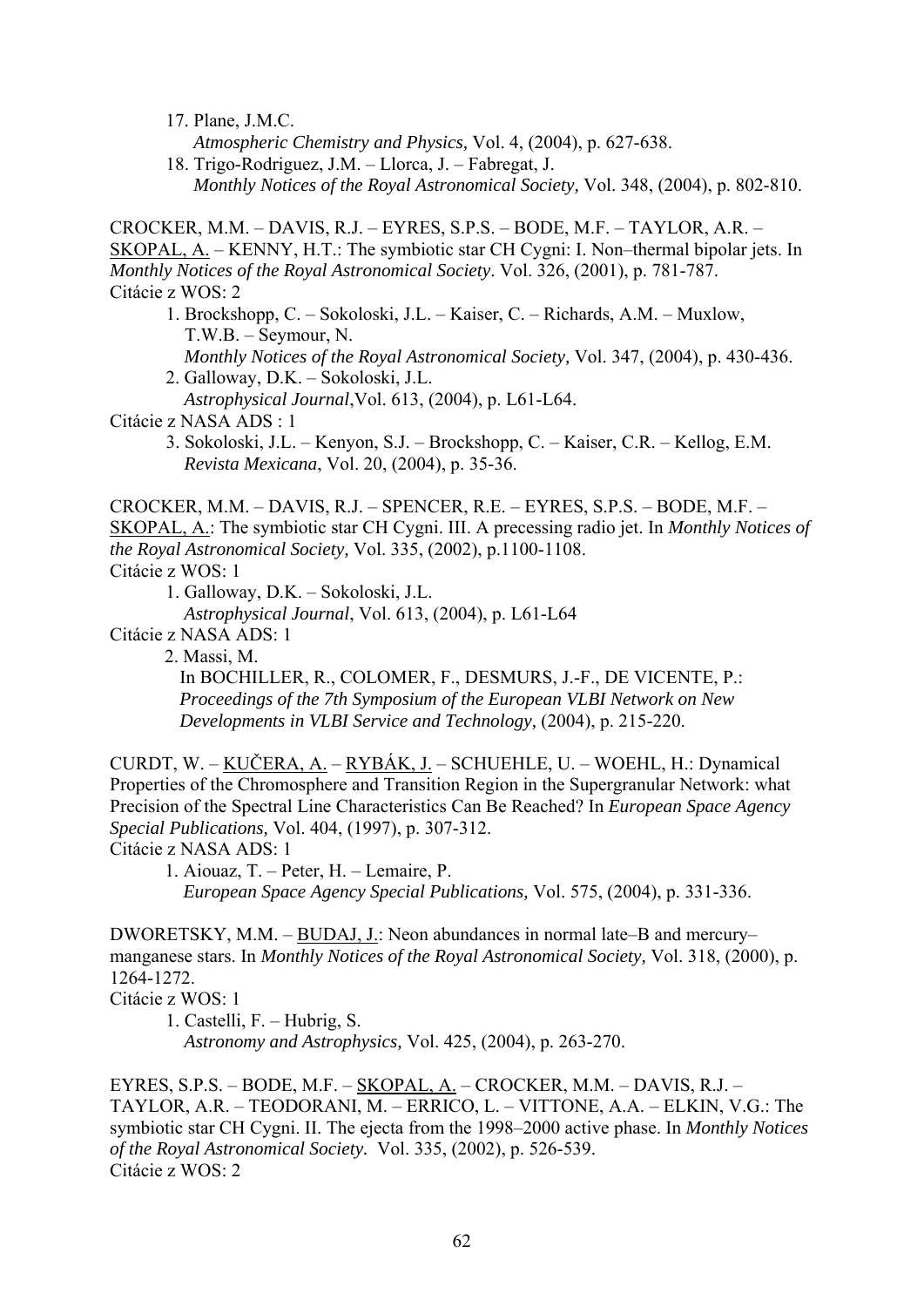17. Plane, J.M.C.
    *Atmospheric Chemistry and Physics,* Vol. 4, (2004), p. 627-638.
18. Trigo-Rodriguez, J.M. – Llorca, J. – Fabregat, J.
    *Monthly Notices of the Royal Astronomical Society,* Vol. 348, (2004), p. 802-810.

CROCKER, M.M. – DAVIS, R.J. – EYRES, S.P.S. – BODE, M.F. – TAYLOR, A.R. – SKOPAL, A. – KENNY, H.T.: The symbiotic star CH Cygni: I. Non–thermal bipolar jets. In *Monthly Notices of the Royal Astronomical Society*. Vol. 326, (2001), p. 781-787.
Citácie z WOS: 2

1. Brockshopp, C. – Sokoloski, J.L. – Kaiser, C. – Richards, A.M. – Muxlow, T.W.B. – Seymour, N.
   *Monthly Notices of the Royal Astronomical Society,* Vol. 347, (2004), p. 430-436.
2. Galloway, D.K. – Sokoloski, J.L.
   *Astrophysical Journal*,Vol. 613, (2004), p. L61-L64.

Citácie z NASA ADS : 1

3. Sokoloski, J.L. – Kenyon, S.J. – Brockshopp, C. – Kaiser, C.R. – Kellog, E.M.
   *Revista Mexicana*, Vol. 20, (2004), p. 35-36.

CROCKER, M.M. – DAVIS, R.J. – SPENCER, R.E. – EYRES, S.P.S. – BODE, M.F. – SKOPAL, A.: The symbiotic star CH Cygni. III. A precessing radio jet. In *Monthly Notices of the Royal Astronomical Society,* Vol. 335, (2002), p.1100-1108.
Citácie z WOS: 1

1. Galloway, D.K. – Sokoloski, J.L.
   *Astrophysical Journal*, Vol. 613, (2004), p. L61-L64

Citácie z NASA ADS: 1

2. Massi, M.
   In BOCHILLER, R., COLOMER, F., DESMURS, J.-F., DE VICENTE, P.: *Proceedings of the 7th Symposium of the European VLBI Network on New Developments in VLBI Service and Technology,* (2004), p. 215-220.

CURDT, W. – KUČERA, A. – RYBÁK, J. – SCHUEHLE, U. – WOEHL, H.: Dynamical Properties of the Chromosphere and Transition Region in the Supergranular Network: what Precision of the Spectral Line Characteristics Can Be Reached? In *European Space Agency Special Publications,* Vol. 404, (1997), p. 307-312.
Citácie z NASA ADS: 1

1. Aiouaz, T. – Peter, H. – Lemaire, P.
   *European Space Agency Special Publications,* Vol. 575, (2004), p. 331-336.

DWORETSKY, M.M. – BUDAJ, J.: Neon abundances in normal late–B and mercury–manganese stars. In *Monthly Notices of the Royal Astronomical Society,* Vol. 318, (2000), p. 1264-1272.
Citácie z WOS: 1

1. Castelli, F. – Hubrig, S.
   *Astronomy and Astrophysics,* Vol. 425, (2004), p. 263-270.

EYRES, S.P.S. – BODE, M.F. – SKOPAL, A. – CROCKER, M.M. – DAVIS, R.J. – TAYLOR, A.R. – TEODORANI, M. – ERRICO, L. – VITTONE, A.A. – ELKIN, V.G.: The symbiotic star CH Cygni. II. The ejecta from the 1998–2000 active phase. In *Monthly Notices of the Royal Astronomical Society.* Vol. 335, (2002), p. 526-539.
Citácie z WOS: 2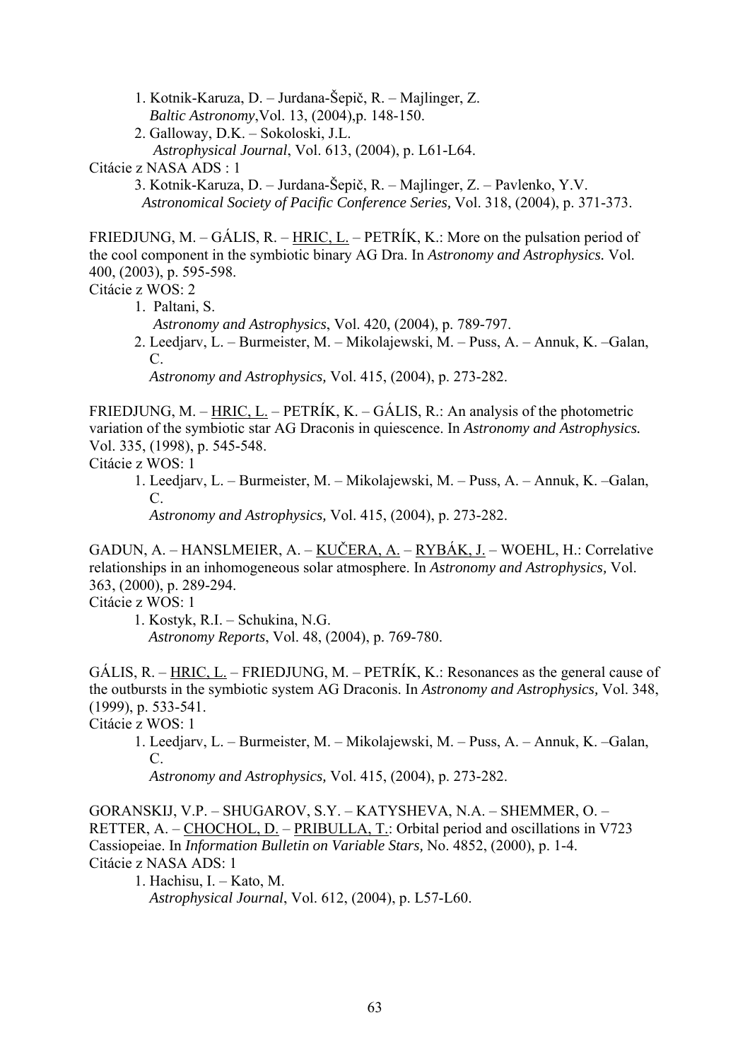1. Kotnik-Karuza, D. – Jurdana-Šepič, R. – Majlinger, Z.
   *Baltic Astronomy*,Vol. 13, (2004),p. 148-150.
2. Galloway, D.K. – Sokoloski, J.L.
   *Astrophysical Journal*, Vol. 613, (2004), p. L61-L64.

Citácie z NASA ADS : 1

3. Kotnik-Karuza, D. – Jurdana-Šepič, R. – Majlinger, Z. – Pavlenko, Y.V.
   *Astronomical Society of Pacific Conference Series,* Vol. 318, (2004), p. 371-373.

FRIEDJUNG, M. – GÁLIS, R. – HRIC, L. – PETRÍK, K.: More on the pulsation period of the cool component in the symbiotic binary AG Dra. In *Astronomy and Astrophysics.* Vol. 400, (2003), p. 595-598.
Citácie z WOS: 2

1. Paltani, S.
   *Astronomy and Astrophysics*, Vol. 420, (2004), p. 789-797.
2. Leedjarv, L. – Burmeister, M. – Mikolajewski, M. – Puss, A. – Annuk, K. –Galan, C.
   *Astronomy and Astrophysics,* Vol. 415, (2004), p. 273-282.

FRIEDJUNG, M. – HRIC, L. – PETRÍK, K. – GÁLIS, R.: An analysis of the photometric variation of the symbiotic star AG Draconis in quiescence. In *Astronomy and Astrophysics.* Vol. 335, (1998), p. 545-548.
Citácie z WOS: 1

1. Leedjarv, L. – Burmeister, M. – Mikolajewski, M. – Puss, A. – Annuk, K. –Galan, C.
   *Astronomy and Astrophysics,* Vol. 415, (2004), p. 273-282.

GADUN, A. – HANSLMEIER, A. – KUČERA, A. – RYBÁK, J. – WOEHL, H.: Correlative relationships in an inhomogeneous solar atmosphere. In *Astronomy and Astrophysics,* Vol. 363, (2000), p. 289-294.
Citácie z WOS: 1

1. Kostyk, R.I. – Schukina, N.G.
   *Astronomy Reports*, Vol. 48, (2004), p. 769-780.

GÁLIS, R. – HRIC, L. – FRIEDJUNG, M. – PETRÍK, K.: Resonances as the general cause of the outbursts in the symbiotic system AG Draconis. In *Astronomy and Astrophysics,* Vol. 348, (1999), p. 533-541.
Citácie z WOS: 1

1. Leedjarv, L. – Burmeister, M. – Mikolajewski, M. – Puss, A. – Annuk, K. –Galan, C.
   *Astronomy and Astrophysics,* Vol. 415, (2004), p. 273-282.

GORANSKIJ, V.P. – SHUGAROV, S.Y. – KATYSHEVA, N.A. – SHEMMER, O. – RETTER, A. – CHOCHOL, D. – PRIBULLA, T.: Orbital period and oscillations in V723 Cassiopeiae. In *Information Bulletin on Variable Stars,* No. 4852, (2000), p. 1-4.
Citácie z NASA ADS: 1

1. Hachisu, I. – Kato, M.
   *Astrophysical Journal*, Vol. 612, (2004), p. L57-L60.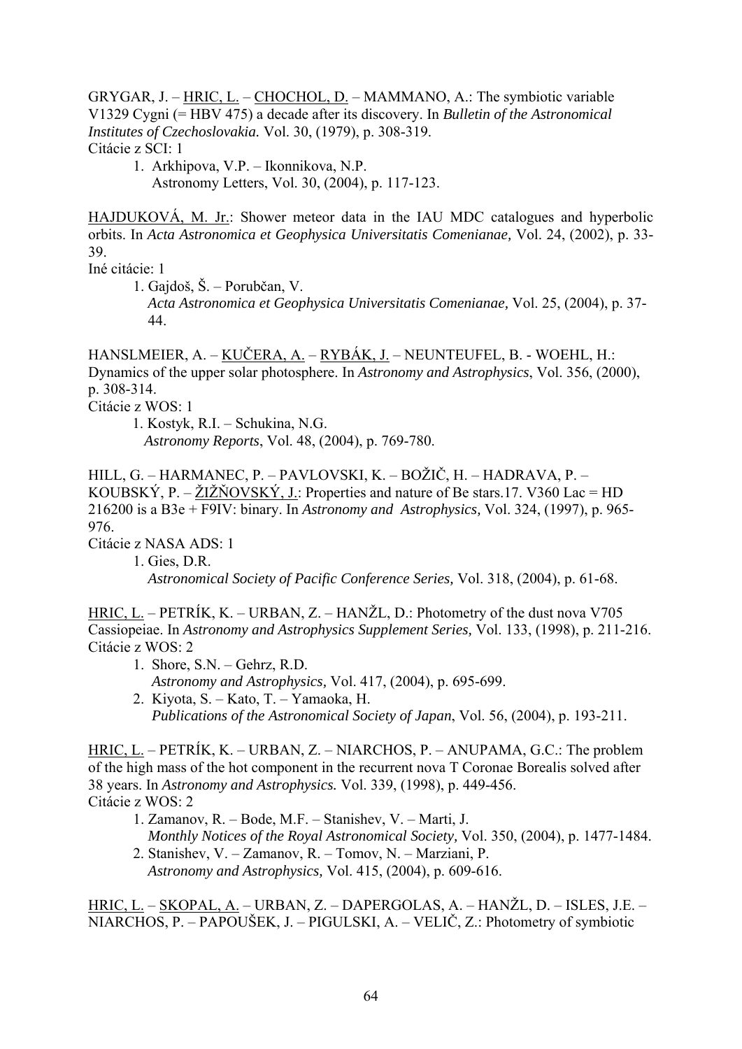GRYGAR, J. – HRIC, L. – CHOCHOL, D. – MAMMANO, A.: The symbiotic variable V1329 Cygni (= HBV 475) a decade after its discovery. In *Bulletin of the Astronomical Institutes of Czechoslovakia.* Vol. 30, (1979), p. 308-319.
Citácie z SCI: 1

1. Arkhipova, V.P. – Ikonnikova, N.P.
   Astronomy Letters, Vol. 30, (2004), p. 117-123.

HAJDUKOVÁ, M. Jr.: Shower meteor data in the IAU MDC catalogues and hyperbolic orbits. In *Acta Astronomica et Geophysica Universitatis Comenianae,* Vol. 24, (2002), p. 33-39.
Iné citácie: 1

1. Gajdoš, Š. – Porubčan, V.
   *Acta Astronomica et Geophysica Universitatis Comenianae,* Vol. 25, (2004), p. 37-44.

HANSLMEIER, A. – KUČERA, A. – RYBÁK, J. – NEUNTEUFEL, B. - WOEHL, H.: Dynamics of the upper solar photosphere. In *Astronomy and Astrophysics*, Vol. 356, (2000), p. 308-314.
Citácie z WOS: 1

1. Kostyk, R.I. – Schukina, N.G.
   *Astronomy Reports*, Vol. 48, (2004), p. 769-780.

HILL, G. – HARMANEC, P. – PAVLOVSKI, K. – BOŽIČ, H. – HADRAVA, P. – KOUBSKÝ, P. – ŽIŽŇOVSKÝ, J.: Properties and nature of Be stars.17. V360 Lac = HD 216200 is a B3e + F9IV: binary. In *Astronomy and Astrophysics,* Vol. 324, (1997), p. 965-976.
Citácie z NASA ADS: 1

1. Gies, D.R.
   *Astronomical Society of Pacific Conference Series,* Vol. 318, (2004), p. 61-68.

HRIC, L. – PETRÍK, K. – URBAN, Z. – HANŽL, D.: Photometry of the dust nova V705 Cassiopeiae. In *Astronomy and Astrophysics Supplement Series,* Vol. 133, (1998), p. 211-216.
Citácie z WOS: 2

1. Shore, S.N. – Gehrz, R.D.
   *Astronomy and Astrophysics,* Vol. 417, (2004), p. 695-699.
2. Kiyota, S. – Kato, T. – Yamaoka, H.
   *Publications of the Astronomical Society of Japan*, Vol. 56, (2004), p. 193-211.

HRIC, L. – PETRÍK, K. – URBAN, Z. – NIARCHOS, P. – ANUPAMA, G.C.: The problem of the high mass of the hot component in the recurrent nova T Coronae Borealis solved after 38 years. In *Astronomy and Astrophysics.* Vol. 339, (1998), p. 449-456.
Citácie z WOS: 2

1. Zamanov, R. – Bode, M.F. – Stanishev, V. – Marti, J.
   *Monthly Notices of the Royal Astronomical Society,* Vol. 350, (2004), p. 1477-1484.
2. Stanishev, V. – Zamanov, R. – Tomov, N. – Marziani, P.
   *Astronomy and Astrophysics,* Vol. 415, (2004), p. 609-616.

HRIC, L. – SKOPAL, A. – URBAN, Z. – DAPERGOLAS, A. – HANŽL, D. – ISLES, J.E. – NIARCHOS, P. – PAPOUŠEK, J. – PIGULSKI, A. – VELIČ, Z.: Photometry of symbiotic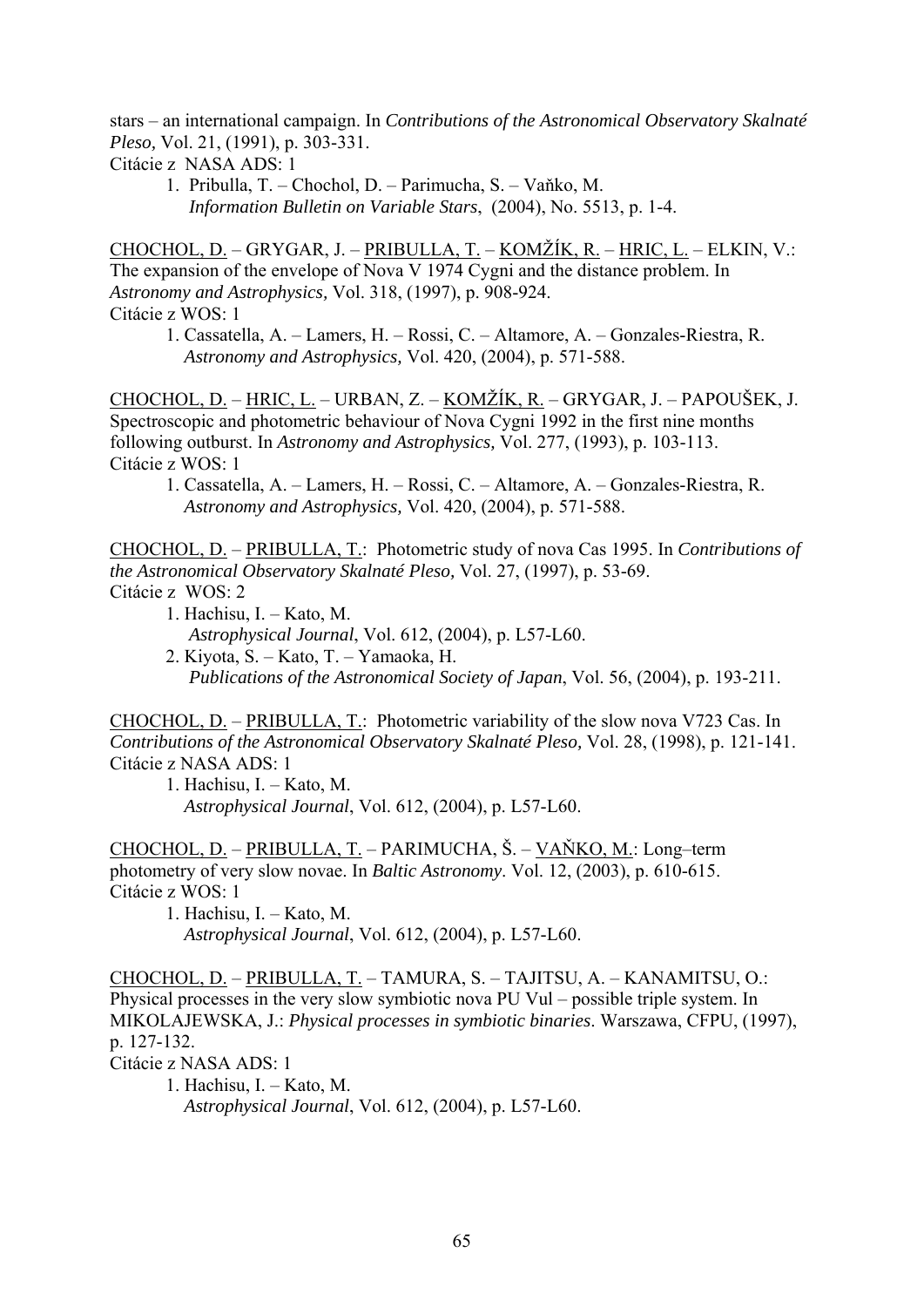stars – an international campaign. In *Contributions of the Astronomical Observatory Skalnaté Pleso,* Vol. 21, (1991), p. 303-331.
Citácie z NASA ADS: 1

1. Pribulla, T. – Chochol, D. – Parimucha, S. – Vaňko, M.
   *Information Bulletin on Variable Stars*, (2004), No. 5513, p. 1-4.

<u>CHOCHOL, D.</u> – GRYGAR, J. – <u>PRIBULLA, T.</u> – <u>KOMŽÍK, R.</u> – <u>HRIC, L.</u> – ELKIN, V.: The expansion of the envelope of Nova V 1974 Cygni and the distance problem. In *Astronomy and Astrophysics,* Vol. 318, (1997), p. 908-924.
Citácie z WOS: 1

1. Cassatella, A. – Lamers, H. – Rossi, C. – Altamore, A. – Gonzales-Riestra, R.
   *Astronomy and Astrophysics,* Vol. 420, (2004), p. 571-588.

<u>CHOCHOL, D.</u> – <u>HRIC, L.</u> – URBAN, Z. – <u>KOMŽÍK, R.</u> – GRYGAR, J. – PAPOUŠEK, J. Spectroscopic and photometric behaviour of Nova Cygni 1992 in the first nine months following outburst. In *Astronomy and Astrophysics,* Vol. 277, (1993), p. 103-113.
Citácie z WOS: 1

1. Cassatella, A. – Lamers, H. – Rossi, C. – Altamore, A. – Gonzales-Riestra, R.
   *Astronomy and Astrophysics,* Vol. 420, (2004), p. 571-588.

<u>CHOCHOL, D.</u> – <u>PRIBULLA, T.</u>: Photometric study of nova Cas 1995. In *Contributions of the Astronomical Observatory Skalnaté Pleso,* Vol. 27, (1997), p. 53-69.
Citácie z WOS: 2

1. Hachisu, I. – Kato, M.
   *Astrophysical Journal*, Vol. 612, (2004), p. L57-L60.
2. Kiyota, S. – Kato, T. – Yamaoka, H.
   *Publications of the Astronomical Society of Japan*, Vol. 56, (2004), p. 193-211.

<u>CHOCHOL, D.</u> – <u>PRIBULLA, T.</u>: Photometric variability of the slow nova V723 Cas. In *Contributions of the Astronomical Observatory Skalnaté Pleso,* Vol. 28, (1998), p. 121-141.
Citácie z NASA ADS: 1

1. Hachisu, I. – Kato, M.
   *Astrophysical Journal*, Vol. 612, (2004), p. L57-L60.

<u>CHOCHOL, D.</u> – <u>PRIBULLA, T.</u> – PARIMUCHA, Š. – <u>VAŇKO, M.</u>: Long–term photometry of very slow novae. In *Baltic Astronomy*. Vol. 12, (2003), p. 610-615.
Citácie z WOS: 1

1. Hachisu, I. – Kato, M.
   *Astrophysical Journal*, Vol. 612, (2004), p. L57-L60.

<u>CHOCHOL, D.</u> – <u>PRIBULLA, T.</u> – TAMURA, S. – TAJITSU, A. – KANAMITSU, O.: Physical processes in the very slow symbiotic nova PU Vul – possible triple system. In MIKOLAJEWSKA, J.: *Physical processes in symbiotic binaries*. Warszawa, CFPU, (1997), p. 127-132.
Citácie z NASA ADS: 1

1. Hachisu, I. – Kato, M.
   *Astrophysical Journal*, Vol. 612, (2004), p. L57-L60.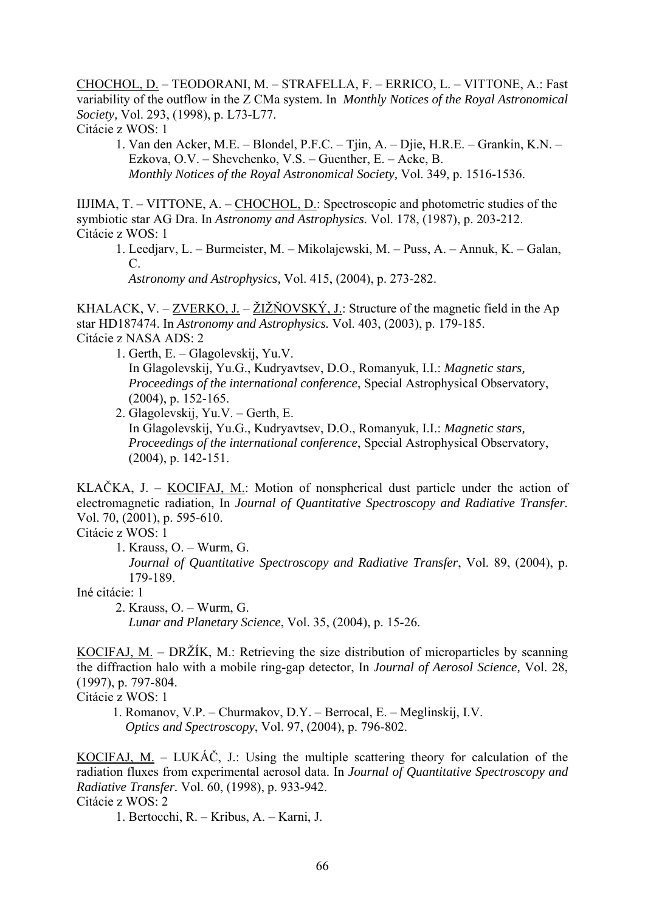CHOCHOL, D. – TEODORANI, M. – STRAFELLA, F. – ERRICO, L. – VITTONE, A.: Fast variability of the outflow in the Z CMa system. In *Monthly Notices of the Royal Astronomical Society,* Vol. 293, (1998), p. L73-L77.
Citácie z WOS: 1

1. Van den Acker, M.E. – Blondel, P.F.C. – Tjin, A. – Djie, H.R.E. – Grankin, K.N. – Ezkova, O.V. – Shevchenko, V.S. – Guenther, E. – Acke, B.
   *Monthly Notices of the Royal Astronomical Society,* Vol. 349, p. 1516-1536.

IIJIMA, T. – VITTONE, A. – CHOCHOL, D.: Spectroscopic and photometric studies of the symbiotic star AG Dra. In *Astronomy and Astrophysics.* Vol. 178, (1987), p. 203-212.
Citácie z WOS: 1

1. Leedjarv, L. – Burmeister, M. – Mikolajewski, M. – Puss, A. – Annuk, K. – Galan, C.
   *Astronomy and Astrophysics,* Vol. 415, (2004), p. 273-282.

KHALACK, V. – ZVERKO, J. – ŽIŽŇOVSKÝ, J.: Structure of the magnetic field in the Ap star HD187474. In *Astronomy and Astrophysics.* Vol. 403, (2003), p. 179-185.
Citácie z NASA ADS: 2

1. Gerth, E. – Glagolevskij, Yu.V.
   In Glagolevskij, Yu.G., Kudryavtsev, D.O., Romanyuk, I.I.: *Magnetic stars, Proceedings of the international conference*, Special Astrophysical Observatory, (2004), p. 152-165.
2. Glagolevskij, Yu.V. – Gerth, E.
   In Glagolevskij, Yu.G., Kudryavtsev, D.O., Romanyuk, I.I.: *Magnetic stars, Proceedings of the international conference*, Special Astrophysical Observatory, (2004), p. 142-151.

KLAČKA, J. – KOCIFAJ, M.: Motion of nonspherical dust particle under the action of electromagnetic radiation, In *Journal of Quantitative Spectroscopy and Radiative Transfer.* Vol. 70, (2001), p. 595-610.
Citácie z WOS: 1

1. Krauss, O. – Wurm, G.
   *Journal of Quantitative Spectroscopy and Radiative Transfer*, Vol. 89, (2004), p. 179-189.

Iné citácie: 1

2. Krauss, O. – Wurm, G.
   *Lunar and Planetary Science*, Vol. 35, (2004), p. 15-26.

KOCIFAJ, M. – DRŽÍK, M.: Retrieving the size distribution of microparticles by scanning the diffraction halo with a mobile ring-gap detector, In *Journal of Aerosol Science,* Vol. 28, (1997), p. 797-804.
Citácie z WOS: 1

1. Romanov, V.P. – Churmakov, D.Y. – Berrocal, E. – Meglinskij, I.V.
   *Optics and Spectroscopy*, Vol. 97, (2004), p. 796-802.

KOCIFAJ, M. – LUKÁČ, J.: Using the multiple scattering theory for calculation of the radiation fluxes from experimental aerosol data. In *Journal of Quantitative Spectroscopy and Radiative Transfer*. Vol. 60, (1998), p. 933-942.
Citácie z WOS: 2

1. Bertocchi, R. – Kribus, A. – Karni, J.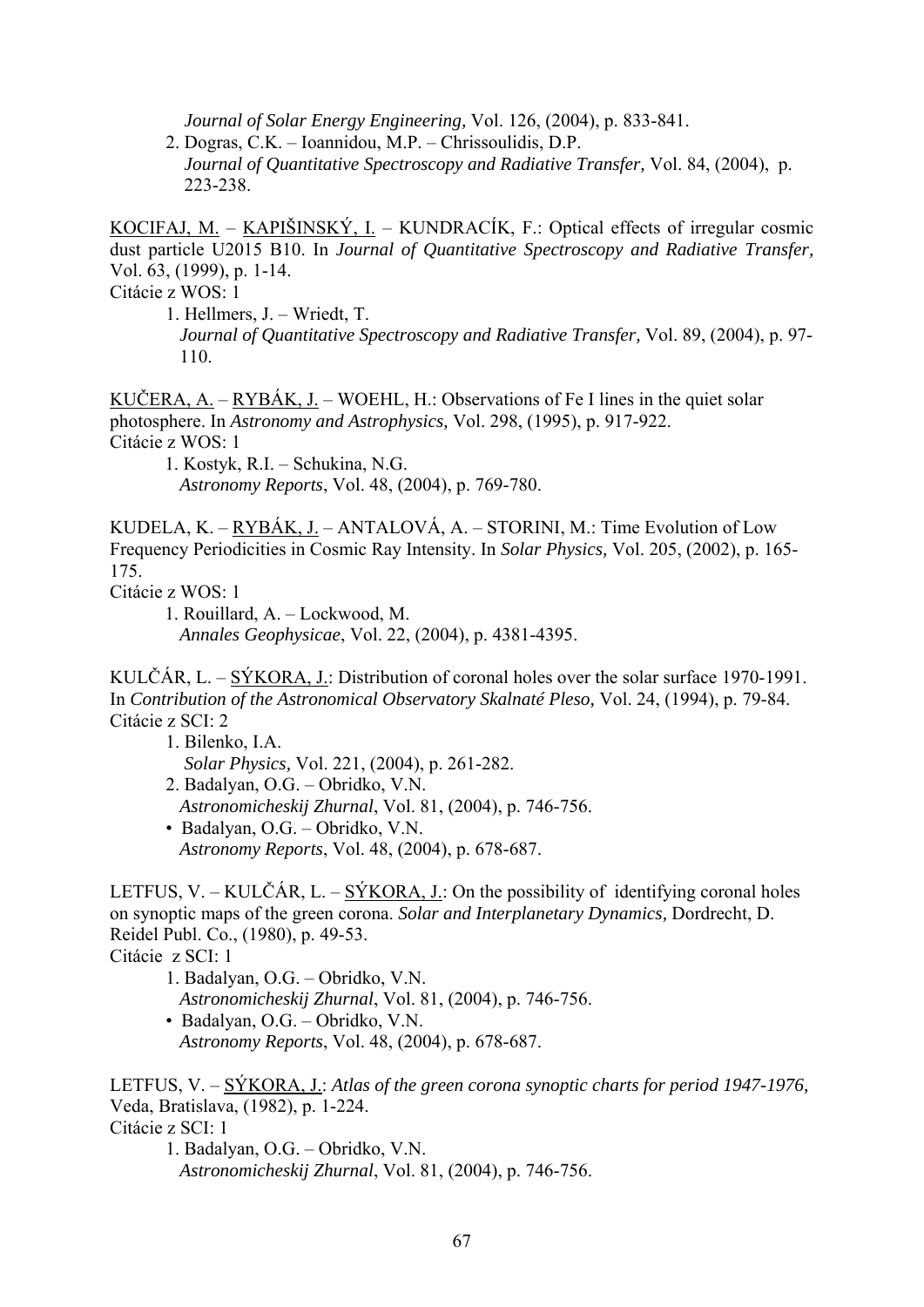*Journal of Solar Energy Engineering,* Vol. 126, (2004), p. 833-841.

2. Dogras, C.K. – Ioannidou, M.P. – Chrissoulidis, D.P.
   *Journal of Quantitative Spectroscopy and Radiative Transfer,* Vol. 84, (2004), p. 223-238.

<u>KOCIFAJ, M.</u> – <u>KAPIŠINSKÝ, I.</u> – KUNDRACÍK, F.: Optical effects of irregular cosmic dust particle U2015 B10. In *Journal of Quantitative Spectroscopy and Radiative Transfer,* Vol. 63, (1999), p. 1-14.
Citácie z WOS: 1

1. Hellmers, J. – Wriedt, T.
   *Journal of Quantitative Spectroscopy and Radiative Transfer,* Vol. 89, (2004), p. 97-110.

<u>KUČERA, A.</u> – <u>RYBÁK, J.</u> – WOEHL, H.: Observations of Fe I lines in the quiet solar photosphere. In *Astronomy and Astrophysics,* Vol. 298, (1995), p. 917-922.
Citácie z WOS: 1

1. Kostyk, R.I. – Schukina, N.G.
   *Astronomy Reports*, Vol. 48, (2004), p. 769-780.

KUDELA, K. – <u>RYBÁK, J.</u> – ANTALOVÁ, A. – STORINI, M.: Time Evolution of Low Frequency Periodicities in Cosmic Ray Intensity. In *Solar Physics,* Vol. 205, (2002), p. 165-175.
Citácie z WOS: 1

1. Rouillard, A. – Lockwood, M.
   *Annales Geophysicae*, Vol. 22, (2004), p. 4381-4395.

KULČÁR, L. – <u>SÝKORA, J.</u>: Distribution of coronal holes over the solar surface 1970-1991. In *Contribution of the Astronomical Observatory Skalnaté Pleso,* Vol. 24, (1994), p. 79-84.
Citácie z SCI: 2

1. Bilenko, I.A.
   *Solar Physics,* Vol. 221, (2004), p. 261-282.
2. Badalyan, O.G. – Obridko, V.N.
   *Astronomicheskij Zhurnal*, Vol. 81, (2004), p. 746-756.
   - Badalyan, O.G. – Obridko, V.N.
     *Astronomy Reports*, Vol. 48, (2004), p. 678-687.

LETFUS, V. – KULČÁR, L. – <u>SÝKORA, J.</u>: On the possibility of identifying coronal holes on synoptic maps of the green corona. *Solar and Interplanetary Dynamics,* Dordrecht, D. Reidel Publ. Co., (1980), p. 49-53.
Citácie z SCI: 1

1. Badalyan, O.G. – Obridko, V.N.
   *Astronomicheskij Zhurnal*, Vol. 81, (2004), p. 746-756.
   - Badalyan, O.G. – Obridko, V.N.
     *Astronomy Reports*, Vol. 48, (2004), p. 678-687.

LETFUS, V. – <u>SÝKORA, J.</u>: *Atlas of the green corona synoptic charts for period 1947-1976,* Veda, Bratislava, (1982), p. 1-224.
Citácie z SCI: 1

1. Badalyan, O.G. – Obridko, V.N.
   *Astronomicheskij Zhurnal*, Vol. 81, (2004), p. 746-756.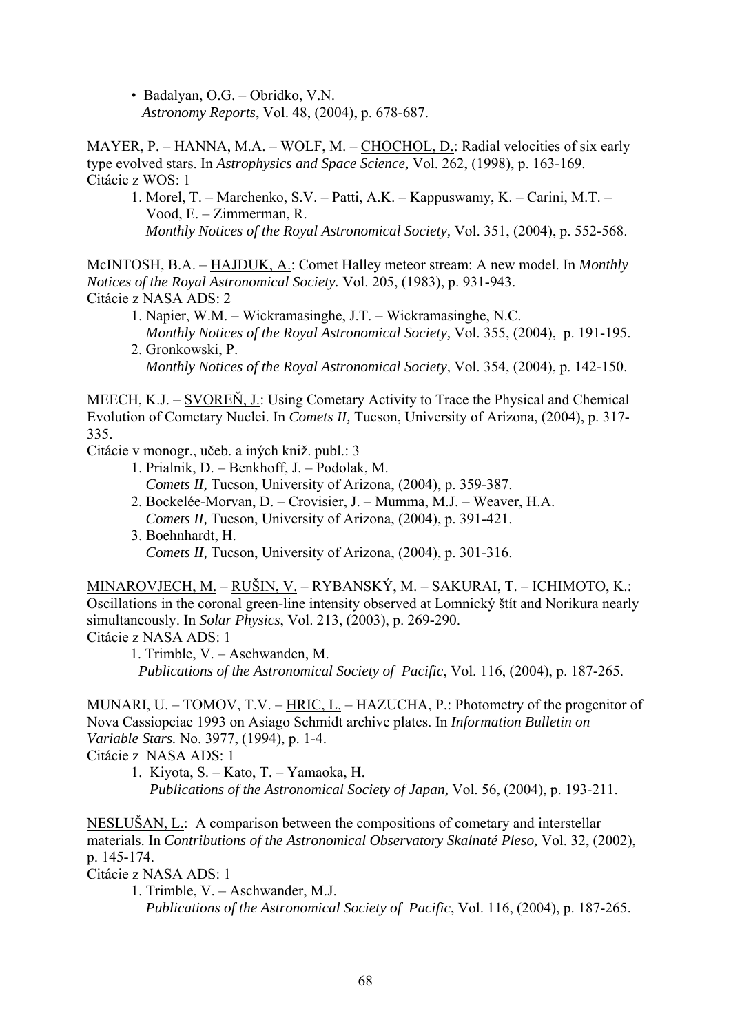- Badalyan, O.G. – Obridko, V.N.
  *Astronomy Reports*, Vol. 48, (2004), p. 678-687.

MAYER, P. – HANNA, M.A. – WOLF, M. – CHOCHOL, D.: Radial velocities of six early type evolved stars. In *Astrophysics and Space Science,* Vol. 262, (1998), p. 163-169.
Citácie z WOS: 1

1. Morel, T. – Marchenko, S.V. – Patti, A.K. – Kappuswamy, K. – Carini, M.T. – Vood, E. – Zimmerman, R.
   *Monthly Notices of the Royal Astronomical Society,* Vol. 351, (2004), p. 552-568.

McINTOSH, B.A. – HAJDUK, A.: Comet Halley meteor stream: A new model. In *Monthly Notices of the Royal Astronomical Society.* Vol. 205, (1983), p. 931-943.
Citácie z NASA ADS: 2

1. Napier, W.M. – Wickramasinghe, J.T. – Wickramasinghe, N.C.
   *Monthly Notices of the Royal Astronomical Society,* Vol. 355, (2004), p. 191-195.
2. Gronkowski, P.
   *Monthly Notices of the Royal Astronomical Society,* Vol. 354, (2004), p. 142-150.

MEECH, K.J. – SVOREŇ, J.: Using Cometary Activity to Trace the Physical and Chemical Evolution of Cometary Nuclei. In *Comets II,* Tucson, University of Arizona, (2004), p. 317-335.
Citácie v monogr., učeb. a iných kniž. publ.: 3

1. Prialnik, D. – Benkhoff, J. – Podolak, M.
   *Comets II,* Tucson, University of Arizona, (2004), p. 359-387.
2. Bockelée-Morvan, D. – Crovisier, J. – Mumma, M.J. – Weaver, H.A.
   *Comets II,* Tucson, University of Arizona, (2004), p. 391-421.
3. Boehnhardt, H.
   *Comets II,* Tucson, University of Arizona, (2004), p. 301-316.

MINAROVJECH, M. – RUŠIN, V. – RYBANSKÝ, M. – SAKURAI, T. – ICHIMOTO, K.: Oscillations in the coronal green-line intensity observed at Lomnický štít and Norikura nearly simultaneously. In *Solar Physics*, Vol. 213, (2003), p. 269-290.
Citácie z NASA ADS: 1

1. Trimble, V. – Aschwanden, M.
   *Publications of the Astronomical Society of Pacific*, Vol. 116, (2004), p. 187-265.

MUNARI, U. – TOMOV, T.V. – HRIC, L. – HAZUCHA, P.: Photometry of the progenitor of Nova Cassiopeiae 1993 on Asiago Schmidt archive plates. In *Information Bulletin on Variable Stars.* No. 3977, (1994), p. 1-4.
Citácie z NASA ADS: 1

1. Kiyota, S. – Kato, T. – Yamaoka, H.
   *Publications of the Astronomical Society of Japan,* Vol. 56, (2004), p. 193-211.

NESLUŠAN, L.: A comparison between the compositions of cometary and interstellar materials. In *Contributions of the Astronomical Observatory Skalnaté Pleso,* Vol. 32, (2002), p. 145-174.
Citácie z NASA ADS: 1

1. Trimble, V. – Aschwander, M.J.
   *Publications of the Astronomical Society of Pacific*, Vol. 116, (2004), p. 187-265.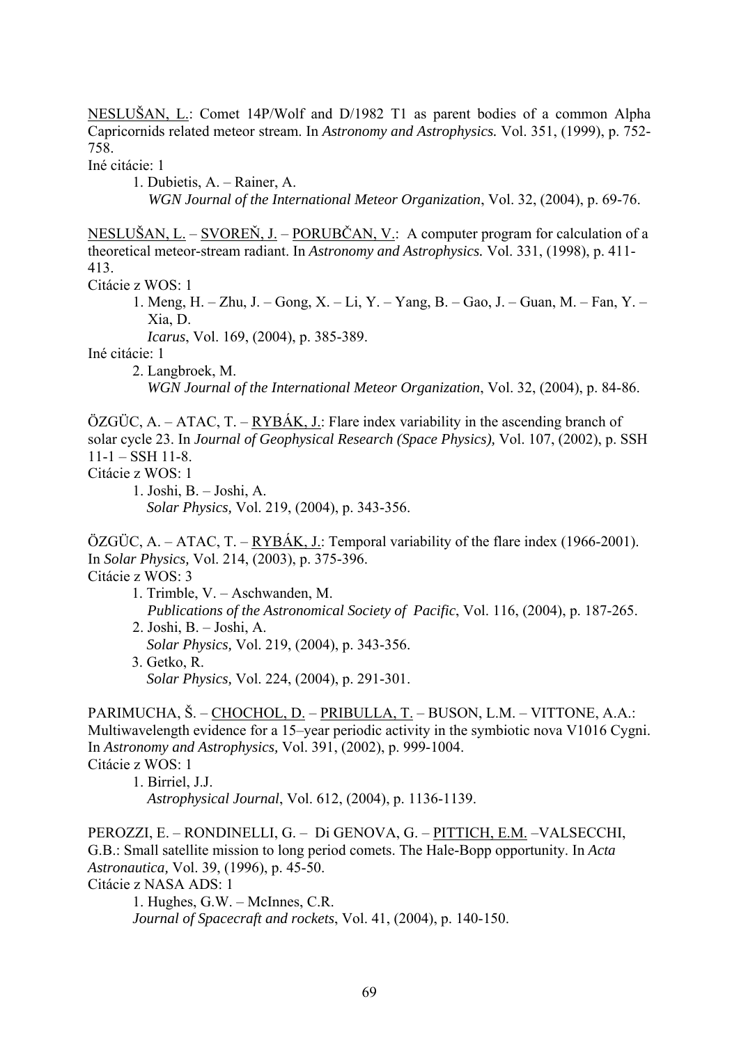<u>NESLUŠAN, L.</u>: Comet 14P/Wolf and D/1982 T1 as parent bodies of a common Alpha Capricornids related meteor stream. In *Astronomy and Astrophysics.* Vol. 351, (1999), p. 752-758.

Iné citácie: 1

1. Dubietis, A. – Rainer, A.
   *WGN Journal of the International Meteor Organization*, Vol. 32, (2004), p. 69-76.

<u>NESLUŠAN, L.</u> – <u>SVOREŇ, J.</u> – <u>PORUBČAN, V.</u>: A computer program for calculation of a theoretical meteor-stream radiant. In *Astronomy and Astrophysics.* Vol. 331, (1998), p. 411-413.

Citácie z WOS: 1

1. Meng, H. – Zhu, J. – Gong, X. – Li, Y. – Yang, B. – Gao, J. – Guan, M. – Fan, Y. – Xia, D.
   *Icarus*, Vol. 169, (2004), p. 385-389.

Iné citácie: 1

2. Langbroek, M.
   *WGN Journal of the International Meteor Organization*, Vol. 32, (2004), p. 84-86.

ÖZGÜC, A. – ATAC, T. – <u>RYBÁK, J.</u>: Flare index variability in the ascending branch of solar cycle 23. In *Journal of Geophysical Research (Space Physics),* Vol. 107, (2002), p. SSH 11-1 – SSH 11-8.

Citácie z WOS: 1

1. Joshi, B. – Joshi, A.
   *Solar Physics,* Vol. 219, (2004), p. 343-356.

ÖZGÜC, A. – ATAC, T. – <u>RYBÁK, J.</u>: Temporal variability of the flare index (1966-2001). In *Solar Physics,* Vol. 214, (2003), p. 375-396.

Citácie z WOS: 3

1. Trimble, V. – Aschwanden, M.
   *Publications of the Astronomical Society of Pacific*, Vol. 116, (2004), p. 187-265.
2. Joshi, B. – Joshi, A.
   *Solar Physics,* Vol. 219, (2004), p. 343-356.
3. Getko, R.
   *Solar Physics,* Vol. 224, (2004), p. 291-301.

PARIMUCHA, Š. – <u>CHOCHOL, D.</u> – <u>PRIBULLA, T.</u> – BUSON, L.M. – VITTONE, A.A.: Multiwavelength evidence for a 15–year periodic activity in the symbiotic nova V1016 Cygni. In *Astronomy and Astrophysics,* Vol. 391, (2002), p. 999-1004.

Citácie z WOS: 1

1. Birriel, J.J.
   *Astrophysical Journal*, Vol. 612, (2004), p. 1136-1139.

PEROZZI, E. – RONDINELLI, G. – Di GENOVA, G. – <u>PITTICH, E.M.</u> –VALSECCHI, G.B.: Small satellite mission to long period comets. The Hale-Bopp opportunity. In *Acta Astronautica,* Vol. 39, (1996), p. 45-50.

Citácie z NASA ADS: 1

1. Hughes, G.W. – McInnes, C.R.
   *Journal of Spacecraft and rockets*, Vol. 41, (2004), p. 140-150.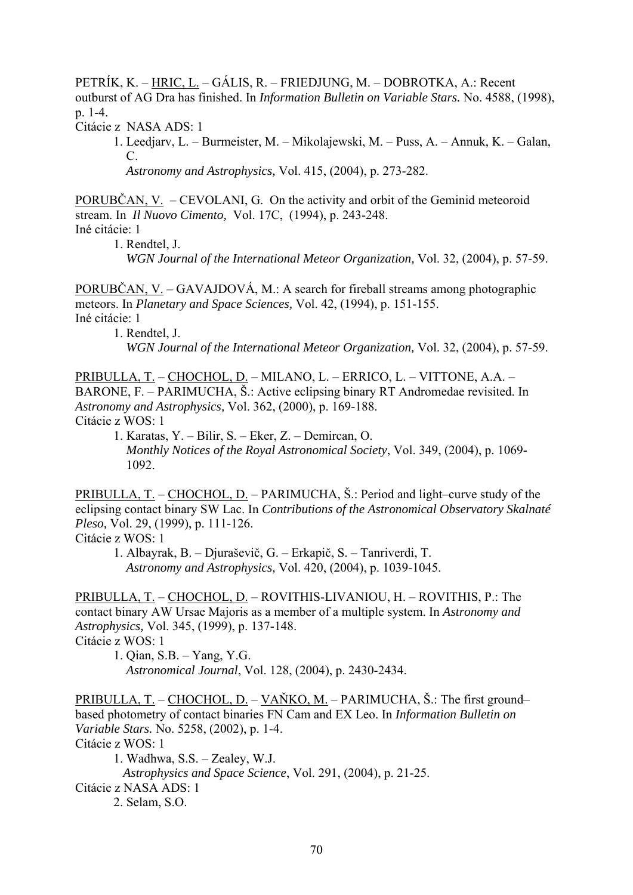PETRÍK, K. – HRIC, L. – GÁLIS, R. – FRIEDJUNG, M. – DOBROTKA, A.: Recent outburst of AG Dra has finished. In *Information Bulletin on Variable Stars.* No. 4588, (1998), p. 1-4.

Citácie z NASA ADS: 1

1. Leedjarv, L. – Burmeister, M. – Mikolajewski, M. – Puss, A. – Annuk, K. – Galan, C.
   *Astronomy and Astrophysics,* Vol. 415, (2004), p. 273-282.

PORUBČAN, V. – CEVOLANI, G. On the activity and orbit of the Geminid meteoroid stream. In *Il Nuovo Cimento,* Vol. 17C, (1994), p. 243-248.

Iné citácie: 1

1. Rendtel, J.
   *WGN Journal of the International Meteor Organization,* Vol. 32, (2004), p. 57-59.

PORUBČAN, V. – GAVAJDOVÁ, M.: A search for fireball streams among photographic meteors. In *Planetary and Space Sciences,* Vol. 42, (1994), p. 151-155.

Iné citácie: 1

1. Rendtel, J.
   *WGN Journal of the International Meteor Organization,* Vol. 32, (2004), p. 57-59.

PRIBULLA, T. – CHOCHOL, D. – MILANO, L. – ERRICO, L. – VITTONE, A.A. – BARONE, F. – PARIMUCHA, Š.: Active eclipsing binary RT Andromedae revisited. In *Astronomy and Astrophysics,* Vol. 362, (2000), p. 169-188.

Citácie z WOS: 1

1. Karatas, Y. – Bilir, S. – Eker, Z. – Demircan, O.
   *Monthly Notices of the Royal Astronomical Society*, Vol. 349, (2004), p. 1069-1092.

PRIBULLA, T. – CHOCHOL, D. – PARIMUCHA, Š.: Period and light–curve study of the eclipsing contact binary SW Lac. In *Contributions of the Astronomical Observatory Skalnaté Pleso,* Vol. 29, (1999), p. 111-126.

Citácie z WOS: 1

1. Albayrak, B. – Djuraševič, G. – Erkapič, S. – Tanriverdi, T.
   *Astronomy and Astrophysics,* Vol. 420, (2004), p. 1039-1045.

PRIBULLA, T. – CHOCHOL, D. – ROVITHIS-LIVANIOU, H. – ROVITHIS, P.: The contact binary AW Ursae Majoris as a member of a multiple system. In *Astronomy and Astrophysics,* Vol. 345, (1999), p. 137-148.

Citácie z WOS: 1

1. Qian, S.B. – Yang, Y.G.
   *Astronomical Journal*, Vol. 128, (2004), p. 2430-2434.

PRIBULLA, T. – CHOCHOL, D. – VAŇKO, M. – PARIMUCHA, Š.: The first ground–based photometry of contact binaries FN Cam and EX Leo. In *Information Bulletin on Variable Stars.* No. 5258, (2002), p. 1-4.

Citácie z WOS: 1

1. Wadhwa, S.S. – Zealey, W.J.
   *Astrophysics and Space Science*, Vol. 291, (2004), p. 21-25.

Citácie z NASA ADS: 1

2. Selam, S.O.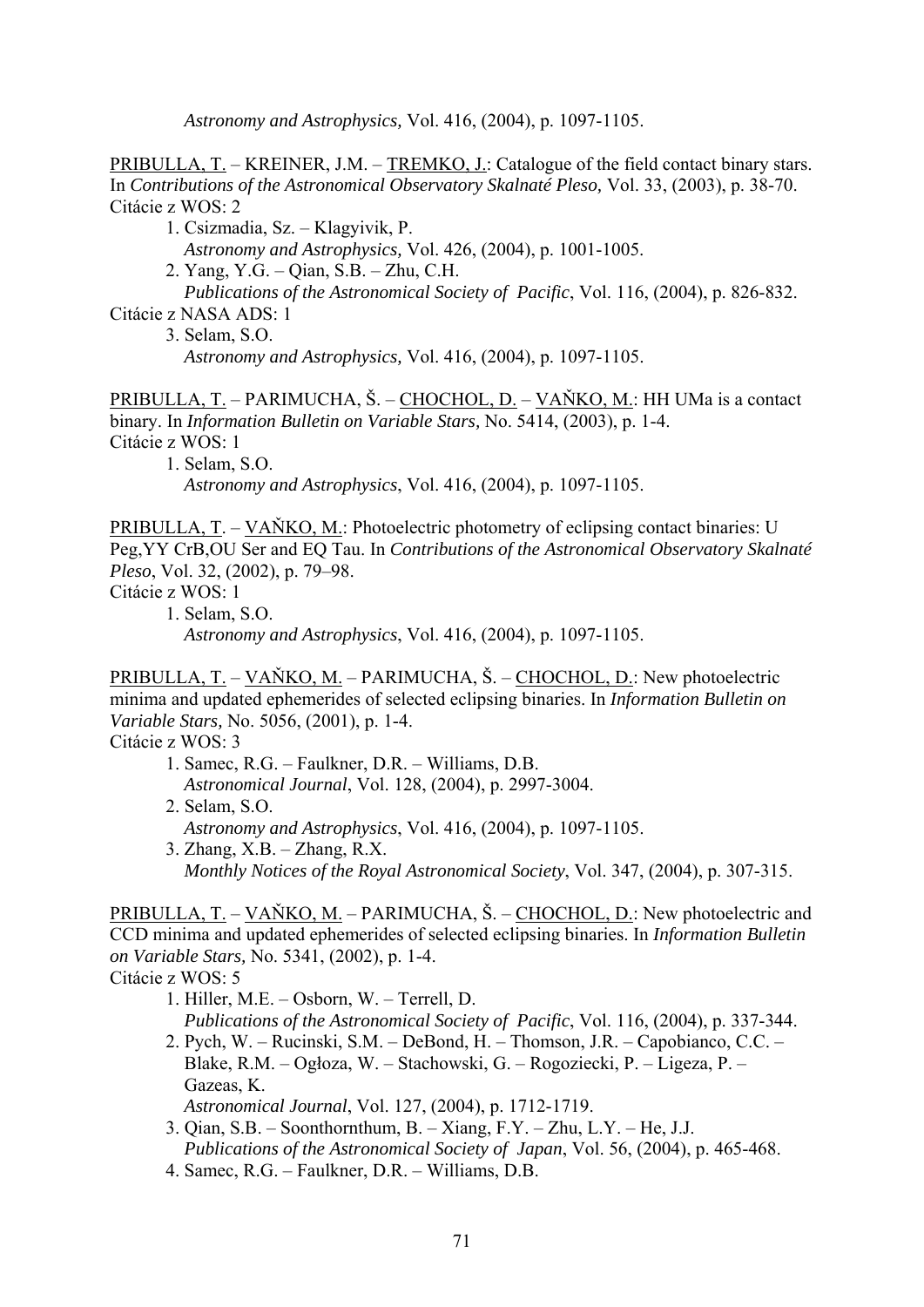*Astronomy and Astrophysics,* Vol. 416, (2004), p. 1097-1105.

PRIBULLA, T. – KREINER, J.M. – TREMKO, J.: Catalogue of the field contact binary stars. In *Contributions of the Astronomical Observatory Skalnaté Pleso,* Vol. 33, (2003), p. 38-70.
Citácie z WOS: 2

1. Csizmadia, Sz. – Klagyivik, P.
   *Astronomy and Astrophysics,* Vol. 426, (2004), p. 1001-1005.
2. Yang, Y.G. – Qian, S.B. – Zhu, C.H.
   *Publications of the Astronomical Society of Pacific*, Vol. 116, (2004), p. 826-832.

Citácie z NASA ADS: 1

3. Selam, S.O.
   *Astronomy and Astrophysics,* Vol. 416, (2004), p. 1097-1105.

PRIBULLA, T. – PARIMUCHA, Š. – CHOCHOL, D. – VAŇKO, M.: HH UMa is a contact binary. In *Information Bulletin on Variable Stars,* No. 5414, (2003), p. 1-4.
Citácie z WOS: 1

1. Selam, S.O.
   *Astronomy and Astrophysics*, Vol. 416, (2004), p. 1097-1105.

PRIBULLA, T. – VAŇKO, M.: Photoelectric photometry of eclipsing contact binaries: U Peg,YY CrB,OU Ser and EQ Tau. In *Contributions of the Astronomical Observatory Skalnaté Pleso*, Vol. 32, (2002), p. 79–98.
Citácie z WOS: 1

1. Selam, S.O.
   *Astronomy and Astrophysics*, Vol. 416, (2004), p. 1097-1105.

PRIBULLA, T. – VAŇKO, M. – PARIMUCHA, Š. – CHOCHOL, D.: New photoelectric minima and updated ephemerides of selected eclipsing binaries. In *Information Bulletin on Variable Stars,* No. 5056, (2001), p. 1-4.
Citácie z WOS: 3

1. Samec, R.G. – Faulkner, D.R. – Williams, D.B.
   *Astronomical Journal*, Vol. 128, (2004), p. 2997-3004.
2. Selam, S.O.
   *Astronomy and Astrophysics*, Vol. 416, (2004), p. 1097-1105.
3. Zhang, X.B. – Zhang, R.X.
   *Monthly Notices of the Royal Astronomical Society*, Vol. 347, (2004), p. 307-315.

PRIBULLA, T. – VAŇKO, M. – PARIMUCHA, Š. – CHOCHOL, D.: New photoelectric and CCD minima and updated ephemerides of selected eclipsing binaries. In *Information Bulletin on Variable Stars,* No. 5341, (2002), p. 1-4.
Citácie z WOS: 5

1. Hiller, M.E. – Osborn, W. – Terrell, D.
   *Publications of the Astronomical Society of Pacific*, Vol. 116, (2004), p. 337-344.
2. Pych, W. – Rucinski, S.M. – DeBond, H. – Thomson, J.R. – Capobianco, C.C. – Blake, R.M. – Ogłoza, W. – Stachowski, G. – Rogoziecki, P. – Ligeza, P. – Gazeas, K.
   *Astronomical Journal*, Vol. 127, (2004), p. 1712-1719.
3. Qian, S.B. – Soonthornthum, B. – Xiang, F.Y. – Zhu, L.Y. – He, J.J.
   *Publications of the Astronomical Society of Japan*, Vol. 56, (2004), p. 465-468.
4. Samec, R.G. – Faulkner, D.R. – Williams, D.B.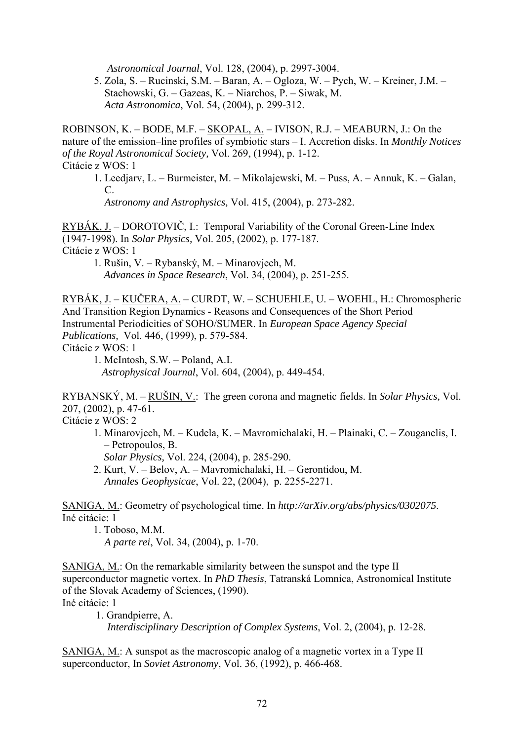*Astronomical Journal*, Vol. 128, (2004), p. 2997-3004.

5. Zola, S. – Rucinski, S.M. – Baran, A. – Ogloza, W. – Pych, W. – Kreiner, J.M. – Stachowski, G. – Gazeas, K. – Niarchos, P. – Siwak, M.
   *Acta Astronomica*, Vol. 54, (2004), p. 299-312.

ROBINSON, K. – BODE, M.F. – SKOPAL, A. – IVISON, R.J. – MEABURN, J.: On the nature of the emission–line profiles of symbiotic stars – I. Accretion disks. In *Monthly Notices of the Royal Astronomical Society,* Vol. 269, (1994), p. 1-12.
Citácie z WOS: 1

1. Leedjarv, L. – Burmeister, M. – Mikolajewski, M. – Puss, A. – Annuk, K. – Galan, C.
   *Astronomy and Astrophysics,* Vol. 415, (2004), p. 273-282.

RYBÁK, J. – DOROTOVIČ, I.: Temporal Variability of the Coronal Green-Line Index (1947-1998). In *Solar Physics,* Vol. 205, (2002), p. 177-187.
Citácie z WOS: 1

1. Rušin, V. – Rybanský, M. – Minarovjech, M.
   *Advances in Space Research*, Vol. 34, (2004), p. 251-255.

RYBÁK, J. – KUČERA, A. – CURDT, W. – SCHUEHLE, U. – WOEHL, H.: Chromospheric And Transition Region Dynamics - Reasons and Consequences of the Short Period Instrumental Periodicities of SOHO/SUMER. In *European Space Agency Special Publications,* Vol. 446, (1999), p. 579-584.
Citácie z WOS: 1

1. McIntosh, S.W. – Poland, A.I.
   *Astrophysical Journal*, Vol. 604, (2004), p. 449-454.

RYBANSKÝ, M. – RUŠIN, V.: The green corona and magnetic fields. In *Solar Physics,* Vol. 207, (2002), p. 47-61.
Citácie z WOS: 2

1. Minarovjech, M. – Kudela, K. – Mavromichalaki, H. – Plainaki, C. – Zouganelis, I. – Petropoulos, B.
   *Solar Physics,* Vol. 224, (2004), p. 285-290.
2. Kurt, V. – Belov, A. – Mavromichalaki, H. – Gerontidou, M.
   *Annales Geophysicae*, Vol. 22, (2004), p. 2255-2271.

SANIGA, M.: Geometry of psychological time. In *http://arXiv.org/abs/physics/0302075*.
Iné citácie: 1

1. Toboso, M.M.
   *A parte rei*, Vol. 34, (2004), p. 1-70.

SANIGA, M.: On the remarkable similarity between the sunspot and the type II superconductor magnetic vortex. In *PhD Thesis*, Tatranská Lomnica, Astronomical Institute of the Slovak Academy of Sciences, (1990).
Iné citácie: 1

1. Grandpierre, A.
   *Interdisciplinary Description of Complex Systems*, Vol. 2, (2004), p. 12-28.

SANIGA, M.: A sunspot as the macroscopic analog of a magnetic vortex in a Type II superconductor, In *Soviet Astronomy*, Vol. 36, (1992), p. 466-468.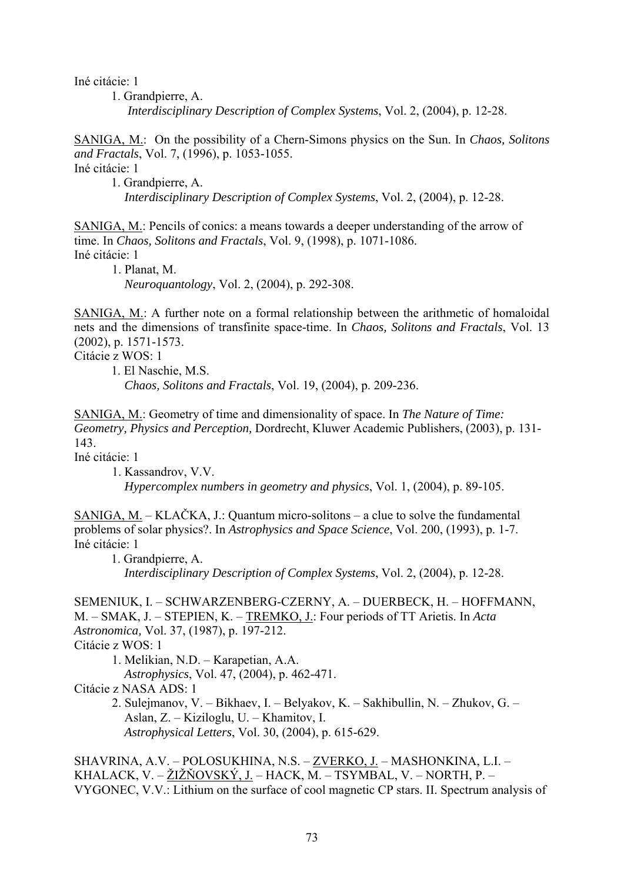Iné citácie: 1

1. Grandpierre, A.
   *Interdisciplinary Description of Complex Systems*, Vol. 2, (2004), p. 12-28.

<u>SANIGA, M.</u>: On the possibility of a Chern-Simons physics on the Sun. In *Chaos, Solitons and Fractals*, Vol. 7, (1996), p. 1053-1055.
Iné citácie: 1

1. Grandpierre, A.
   *Interdisciplinary Description of Complex Systems*, Vol. 2, (2004), p. 12-28.

<u>SANIGA, M.</u>: Pencils of conics: a means towards a deeper understanding of the arrow of time. In *Chaos, Solitons and Fractals*, Vol. 9, (1998), p. 1071-1086.
Iné citácie: 1

1. Planat, M.
   *Neuroquantology*, Vol. 2, (2004), p. 292-308.

<u>SANIGA, M.</u>: A further note on a formal relationship between the arithmetic of homaloidal nets and the dimensions of transfinite space-time. In *Chaos, Solitons and Fractals*, Vol. 13 (2002), p. 1571-1573.
Citácie z WOS: 1

1. El Naschie, M.S.
   *Chaos, Solitons and Fractals*, Vol. 19, (2004), p. 209-236.

<u>SANIGA, M.</u>: Geometry of time and dimensionality of space. In *The Nature of Time: Geometry, Physics and Perception,* Dordrecht, Kluwer Academic Publishers, (2003), p. 131-143.
Iné citácie: 1

1. Kassandrov, V.V.
   *Hypercomplex numbers in geometry and physics*, Vol. 1, (2004), p. 89-105.

<u>SANIGA, M.</u> – KLAČKA, J.: Quantum micro-solitons – a clue to solve the fundamental problems of solar physics?. In *Astrophysics and Space Science*, Vol. 200, (1993), p. 1-7.
Iné citácie: 1

1. Grandpierre, A.
   *Interdisciplinary Description of Complex Systems*, Vol. 2, (2004), p. 12-28.

SEMENIUK, I. – SCHWARZENBERG-CZERNY, A. – DUERBECK, H. – HOFFMANN, M. – SMAK, J. – STEPIEN, K. – <u>TREMKO, J.</u>: Four periods of TT Arietis. In *Acta Astronomica,* Vol. 37, (1987), p. 197-212.
Citácie z WOS: 1

1. Melikian, N.D. – Karapetian, A.A.
   *Astrophysics*, Vol. 47, (2004), p. 462-471.

Citácie z NASA ADS: 1

2. Sulejmanov, V. – Bikhaev, I. – Belyakov, K. – Sakhibullin, N. – Zhukov, G. – Aslan, Z. – Kiziloglu, U. – Khamitov, I.
   *Astrophysical Letters*, Vol. 30, (2004), p. 615-629.

SHAVRINA, A.V. – POLOSUKHINA, N.S. – <u>ZVERKO, J.</u> – MASHONKINA, L.I. – KHALACK, V. – <u>ŽIŽŇOVSKÝ, J.</u> – HACK, M. – TSYMBAL, V. – NORTH, P. – VYGONEC, V.V.: Lithium on the surface of cool magnetic CP stars. II. Spectrum analysis of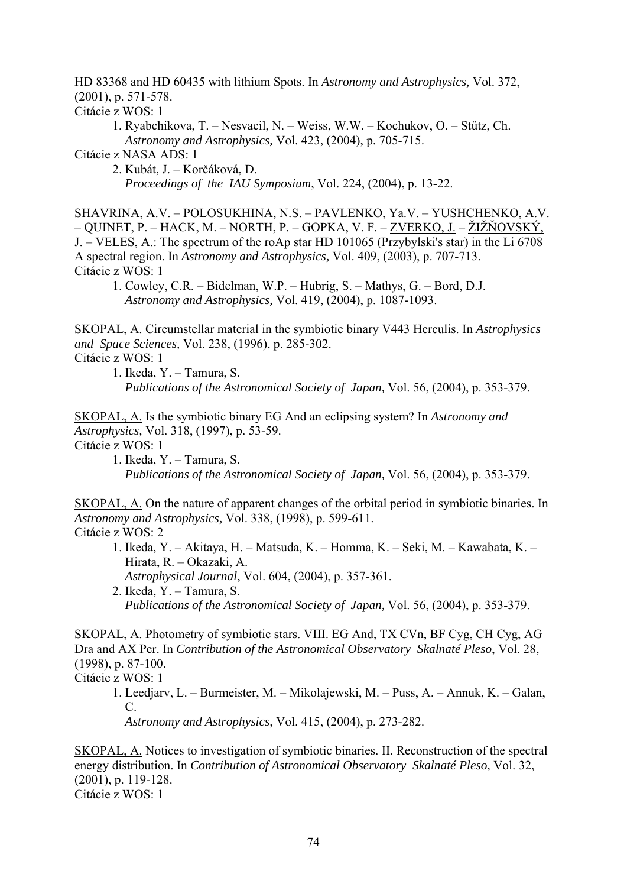HD 83368 and HD 60435 with lithium Spots. In *Astronomy and Astrophysics,* Vol. 372, (2001), p. 571-578.
Citácie z WOS: 1

1. Ryabchikova, T. – Nesvacil, N. – Weiss, W.W. – Kochukov, O. – Stütz, Ch.
   *Astronomy and Astrophysics,* Vol. 423, (2004), p. 705-715.

Citácie z NASA ADS: 1

2. Kubát, J. – Korčáková, D.
   *Proceedings of the IAU Symposium*, Vol. 224, (2004), p. 13-22.

SHAVRINA, A.V. – POLOSUKHINA, N.S. – PAVLENKO, Ya.V. – YUSHCHENKO, A.V. – QUINET, P. – HACK, M. – NORTH, P. – GOPKA, V. F. – ZVERKO, J. – ŽIŽŇOVSKÝ, J. – VELES, A.: The spectrum of the roAp star HD 101065 (Przybylski's star) in the Li 6708 A spectral region. In *Astronomy and Astrophysics,* Vol. 409, (2003), p. 707-713.
Citácie z WOS: 1

1. Cowley, C.R. – Bidelman, W.P. – Hubrig, S. – Mathys, G. – Bord, D.J.
   *Astronomy and Astrophysics,* Vol. 419, (2004), p. 1087-1093.

SKOPAL, A. Circumstellar material in the symbiotic binary V443 Herculis. In *Astrophysics and Space Sciences,* Vol. 238, (1996), p. 285-302.
Citácie z WOS: 1

1. Ikeda, Y. – Tamura, S.
   *Publications of the Astronomical Society of Japan,* Vol. 56, (2004), p. 353-379.

SKOPAL, A. Is the symbiotic binary EG And an eclipsing system? In *Astronomy and Astrophysics,* Vol. 318, (1997), p. 53-59.
Citácie z WOS: 1

1. Ikeda, Y. – Tamura, S.
   *Publications of the Astronomical Society of Japan,* Vol. 56, (2004), p. 353-379.

SKOPAL, A. On the nature of apparent changes of the orbital period in symbiotic binaries. In *Astronomy and Astrophysics,* Vol. 338, (1998), p. 599-611.
Citácie z WOS: 2

1. Ikeda, Y. – Akitaya, H. – Matsuda, K. – Homma, K. – Seki, M. – Kawabata, K. – Hirata, R. – Okazaki, A.
   *Astrophysical Journal*, Vol. 604, (2004), p. 357-361.
2. Ikeda, Y. – Tamura, S.
   *Publications of the Astronomical Society of Japan,* Vol. 56, (2004), p. 353-379.

SKOPAL, A. Photometry of symbiotic stars. VIII. EG And, TX CVn, BF Cyg, CH Cyg, AG Dra and AX Per. In *Contribution of the Astronomical Observatory Skalnaté Pleso*, Vol. 28, (1998), p. 87-100.
Citácie z WOS: 1

1. Leedjarv, L. – Burmeister, M. – Mikolajewski, M. – Puss, A. – Annuk, K. – Galan, C.
   *Astronomy and Astrophysics,* Vol. 415, (2004), p. 273-282.

SKOPAL, A. Notices to investigation of symbiotic binaries. II. Reconstruction of the spectral energy distribution. In *Contribution of Astronomical Observatory Skalnaté Pleso,* Vol. 32, (2001), p. 119-128.
Citácie z WOS: 1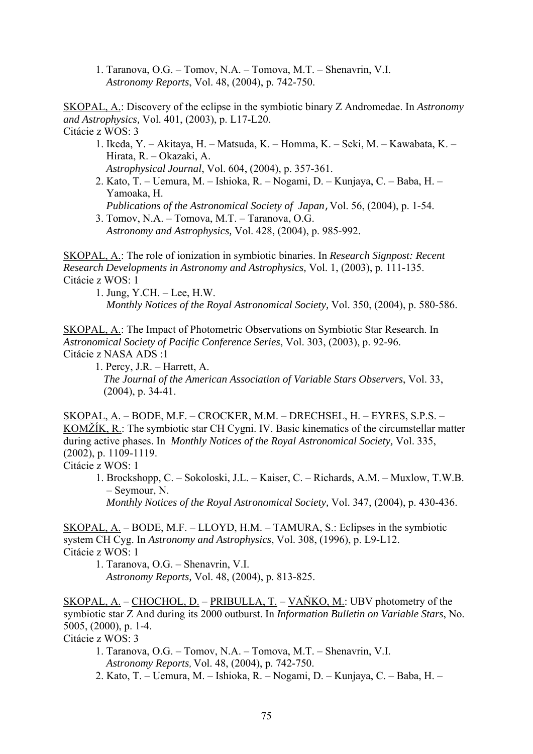1. Taranova, O.G. – Tomov, N.A. – Tomova, M.T. – Shenavrin, V.I.  
   *Astronomy Reports*, Vol. 48, (2004), p. 742-750.

SKOPAL, A.: Discovery of the eclipse in the symbiotic binary Z Andromedae. In *Astronomy and Astrophysics,* Vol. 401, (2003), p. L17-L20.  
Citácie z WOS: 3

1. Ikeda, Y. – Akitaya, H. – Matsuda, K. – Homma, K. – Seki, M. – Kawabata, K. – Hirata, R. – Okazaki, A.  
   *Astrophysical Journal*, Vol. 604, (2004), p. 357-361.
2. Kato, T. – Uemura, M. – Ishioka, R. – Nogami, D. – Kunjaya, C. – Baba, H. – Yamoaka, H.  
   *Publications of the Astronomical Society of Japan*, Vol. 56, (2004), p. 1-54.
3. Tomov, N.A. – Tomova, M.T. – Taranova, O.G.  
   *Astronomy and Astrophysics,* Vol. 428, (2004), p. 985-992.

SKOPAL, A.: The role of ionization in symbiotic binaries. In *Research Signpost: Recent Research Developments in Astronomy and Astrophysics,* Vol. 1, (2003), p. 111-135.  
Citácie z WOS: 1

1. Jung, Y.CH. – Lee, H.W.  
   *Monthly Notices of the Royal Astronomical Society,* Vol. 350, (2004), p. 580-586.

SKOPAL, A.: The Impact of Photometric Observations on Symbiotic Star Research. In *Astronomical Society of Pacific Conference Series*, Vol. 303, (2003), p. 92-96.  
Citácie z NASA ADS :1

1. Percy, J.R. – Harrett, A.  
   *The Journal of the American Association of Variable Stars Observers*, Vol. 33, (2004), p. 34-41.

SKOPAL, A. – BODE, M.F. – CROCKER, M.M. – DRECHSEL, H. – EYRES, S.P.S. – KOMŽÍK, R.: The symbiotic star CH Cygni. IV. Basic kinematics of the circumstellar matter during active phases. In *Monthly Notices of the Royal Astronomical Society,* Vol. 335, (2002), p. 1109-1119.  
Citácie z WOS: 1

1. Brockshopp, C. – Sokoloski, J.L. – Kaiser, C. – Richards, A.M. – Muxlow, T.W.B. – Seymour, N.  
   *Monthly Notices of the Royal Astronomical Society,* Vol. 347, (2004), p. 430-436.

SKOPAL, A. – BODE, M.F. – LLOYD, H.M. – TAMURA, S.: Eclipses in the symbiotic system CH Cyg. In *Astronomy and Astrophysics*, Vol. 308, (1996), p. L9-L12.  
Citácie z WOS: 1

1. Taranova, O.G. – Shenavrin, V.I.  
   *Astronomy Reports,* Vol. 48, (2004), p. 813-825.

SKOPAL, A. – CHOCHOL, D. – PRIBULLA, T. – VAŇKO, M.: UBV photometry of the symbiotic star Z And during its 2000 outburst. In *Information Bulletin on Variable Stars*, No. 5005, (2000), p. 1-4.  
Citácie z WOS: 3

1. Taranova, O.G. – Tomov, N.A. – Tomova, M.T. – Shenavrin, V.I.  
   *Astronomy Reports,* Vol. 48, (2004), p. 742-750.
2. Kato, T. – Uemura, M. – Ishioka, R. – Nogami, D. – Kunjaya, C. – Baba, H. –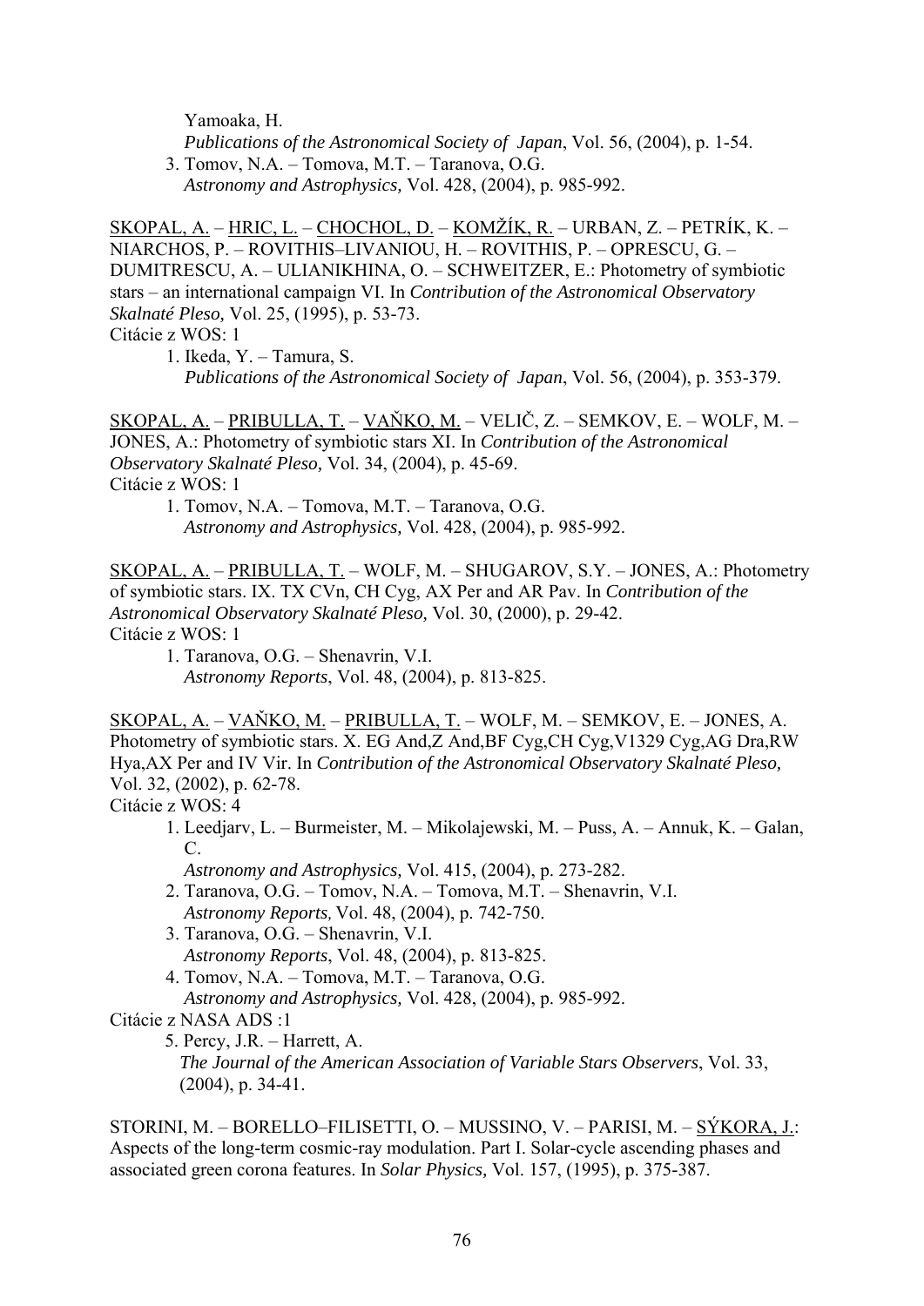Yamoaka, H.
*Publications of the Astronomical Society of Japan*, Vol. 56, (2004), p. 1-54.

3. Tomov, N.A. – Tomova, M.T. – Taranova, O.G.
   *Astronomy and Astrophysics,* Vol. 428, (2004), p. 985-992.

<u>SKOPAL, A.</u> – <u>HRIC, L.</u> – <u>CHOCHOL, D.</u> – <u>KOMŽÍK, R.</u> – URBAN, Z. – PETRÍK, K. – NIARCHOS, P. – ROVITHIS–LIVANIOU, H. – ROVITHIS, P. – OPRESCU, G. – DUMITRESCU, A. – ULIANIKHINA, O. – SCHWEITZER, E.: Photometry of symbiotic stars – an international campaign VI. In *Contribution of the Astronomical Observatory Skalnaté Pleso,* Vol. 25, (1995), p. 53-73.
Citácie z WOS: 1

1. Ikeda, Y. – Tamura, S.
   *Publications of the Astronomical Society of Japan*, Vol. 56, (2004), p. 353-379.

<u>SKOPAL, A.</u> – <u>PRIBULLA, T.</u> – <u>VAŇKO, M.</u> – VELIČ, Z. – SEMKOV, E. – WOLF, M. – JONES, A.: Photometry of symbiotic stars XI. In *Contribution of the Astronomical Observatory Skalnaté Pleso,* Vol. 34, (2004), p. 45-69.
Citácie z WOS: 1

1. Tomov, N.A. – Tomova, M.T. – Taranova, O.G.
   *Astronomy and Astrophysics,* Vol. 428, (2004), p. 985-992.

<u>SKOPAL, A.</u> – <u>PRIBULLA, T.</u> – WOLF, M. – SHUGAROV, S.Y. – JONES, A.: Photometry of symbiotic stars. IX. TX CVn, CH Cyg, AX Per and AR Pav. In *Contribution of the Astronomical Observatory Skalnaté Pleso,* Vol. 30, (2000), p. 29-42.
Citácie z WOS: 1

1. Taranova, O.G. – Shenavrin, V.I.
   *Astronomy Reports*, Vol. 48, (2004), p. 813-825.

<u>SKOPAL, A.</u> – <u>VAŇKO, M.</u> – <u>PRIBULLA, T.</u> – WOLF, M. – SEMKOV, E. – JONES, A. Photometry of symbiotic stars. X. EG And,Z And,BF Cyg,CH Cyg,V1329 Cyg,AG Dra,RW Hya,AX Per and IV Vir. In *Contribution of the Astronomical Observatory Skalnaté Pleso,* Vol. 32, (2002), p. 62-78.
Citácie z WOS: 4

1. Leedjarv, L. – Burmeister, M. – Mikolajewski, M. – Puss, A. – Annuk, K. – Galan, C.
   *Astronomy and Astrophysics,* Vol. 415, (2004), p. 273-282.
2. Taranova, O.G. – Tomov, N.A. – Tomova, M.T. – Shenavrin, V.I.
   *Astronomy Reports,* Vol. 48, (2004), p. 742-750.
3. Taranova, O.G. – Shenavrin, V.I.
   *Astronomy Reports*, Vol. 48, (2004), p. 813-825.
4. Tomov, N.A. – Tomova, M.T. – Taranova, O.G.
   *Astronomy and Astrophysics,* Vol. 428, (2004), p. 985-992.

Citácie z NASA ADS :1

5. Percy, J.R. – Harrett, A.
   *The Journal of the American Association of Variable Stars Observers*, Vol. 33, (2004), p. 34-41.

STORINI, M. – BORELLO–FILISETTI, O. – MUSSINO, V. – PARISI, M. – <u>SÝKORA, J.</u>: Aspects of the long-term cosmic-ray modulation. Part I. Solar-cycle ascending phases and associated green corona features. In *Solar Physics,* Vol. 157, (1995), p. 375-387.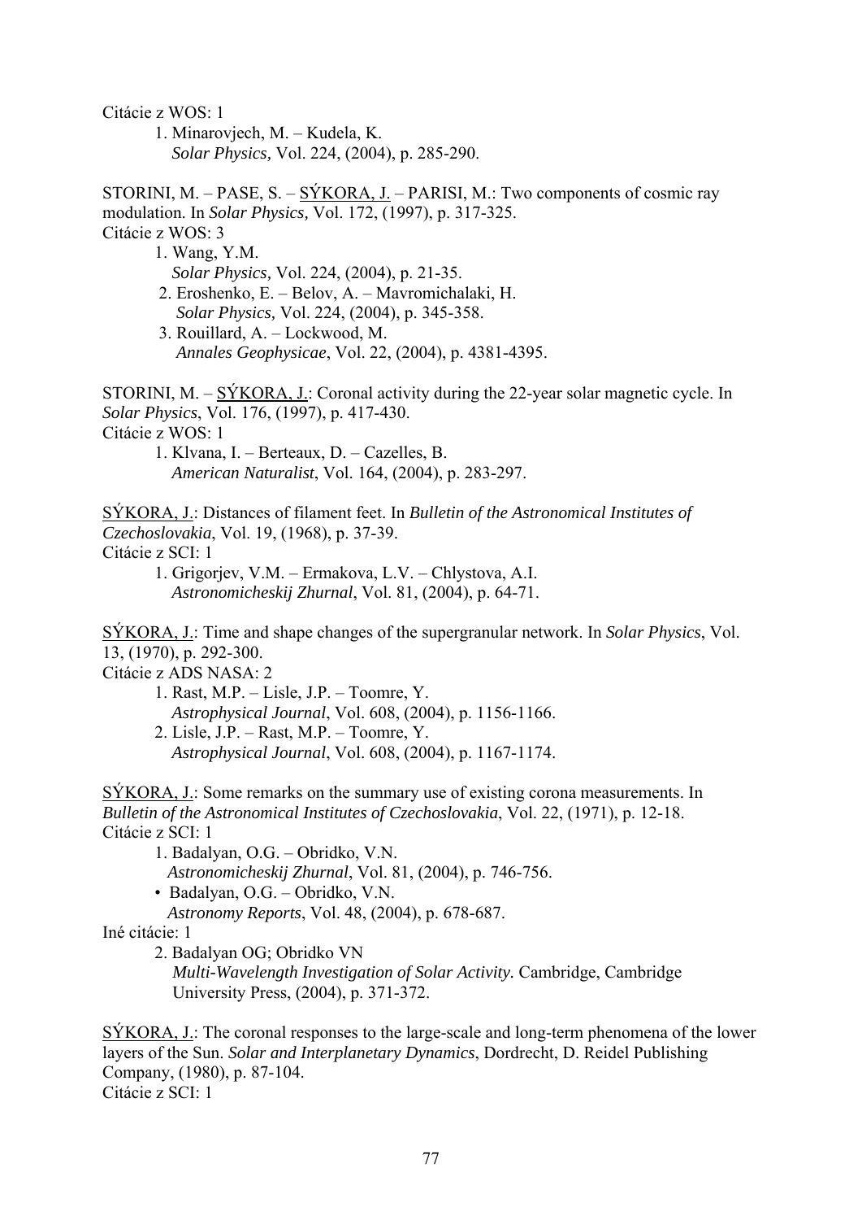Citácie z WOS: 1

1. Minarovjech, M. – Kudela, K.
   *Solar Physics,* Vol. 224, (2004), p. 285-290.

STORINI, M. – PASE, S. – SÝKORA, J. – PARISI, M.: Two components of cosmic ray modulation. In *Solar Physics,* Vol. 172, (1997), p. 317-325.
Citácie z WOS: 3

1. Wang, Y.M.
   *Solar Physics,* Vol. 224, (2004), p. 21-35.
2. Eroshenko, E. – Belov, A. – Mavromichalaki, H.
   *Solar Physics,* Vol. 224, (2004), p. 345-358.
3. Rouillard, A. – Lockwood, M.
   *Annales Geophysicae*, Vol. 22, (2004), p. 4381-4395.

STORINI, M. – SÝKORA, J.: Coronal activity during the 22-year solar magnetic cycle. In *Solar Physics*, Vol. 176, (1997), p. 417-430.
Citácie z WOS: 1

1. Klvana, I. – Berteaux, D. – Cazelles, B.
   *American Naturalist*, Vol. 164, (2004), p. 283-297.

SÝKORA, J.: Distances of filament feet. In *Bulletin of the Astronomical Institutes of Czechoslovakia*, Vol. 19, (1968), p. 37-39.
Citácie z SCI: 1

1. Grigorjev, V.M. – Ermakova, L.V. – Chlystova, A.I.
   *Astronomicheskij Zhurnal*, Vol. 81, (2004), p. 64-71.

SÝKORA, J.: Time and shape changes of the supergranular network. In *Solar Physics*, Vol. 13, (1970), p. 292-300.
Citácie z ADS NASA: 2

1. Rast, M.P. – Lisle, J.P. – Toomre, Y.
   *Astrophysical Journal*, Vol. 608, (2004), p. 1156-1166.
2. Lisle, J.P. – Rast, M.P. – Toomre, Y.
   *Astrophysical Journal*, Vol. 608, (2004), p. 1167-1174.

SÝKORA, J.: Some remarks on the summary use of existing corona measurements. In *Bulletin of the Astronomical Institutes of Czechoslovakia*, Vol. 22, (1971), p. 12-18.
Citácie z SCI: 1

1. Badalyan, O.G. – Obridko, V.N.
   *Astronomicheskij Zhurnal*, Vol. 81, (2004), p. 746-756.
   - Badalyan, O.G. – Obridko, V.N.
     *Astronomy Reports*, Vol. 48, (2004), p. 678-687.

Iné citácie: 1

2. Badalyan OG; Obridko VN
   *Multi-Wavelength Investigation of Solar Activity.* Cambridge, Cambridge University Press, (2004), p. 371-372.

SÝKORA, J.: The coronal responses to the large-scale and long-term phenomena of the lower layers of the Sun. *Solar and Interplanetary Dynamics*, Dordrecht, D. Reidel Publishing Company, (1980), p. 87-104.
Citácie z SCI: 1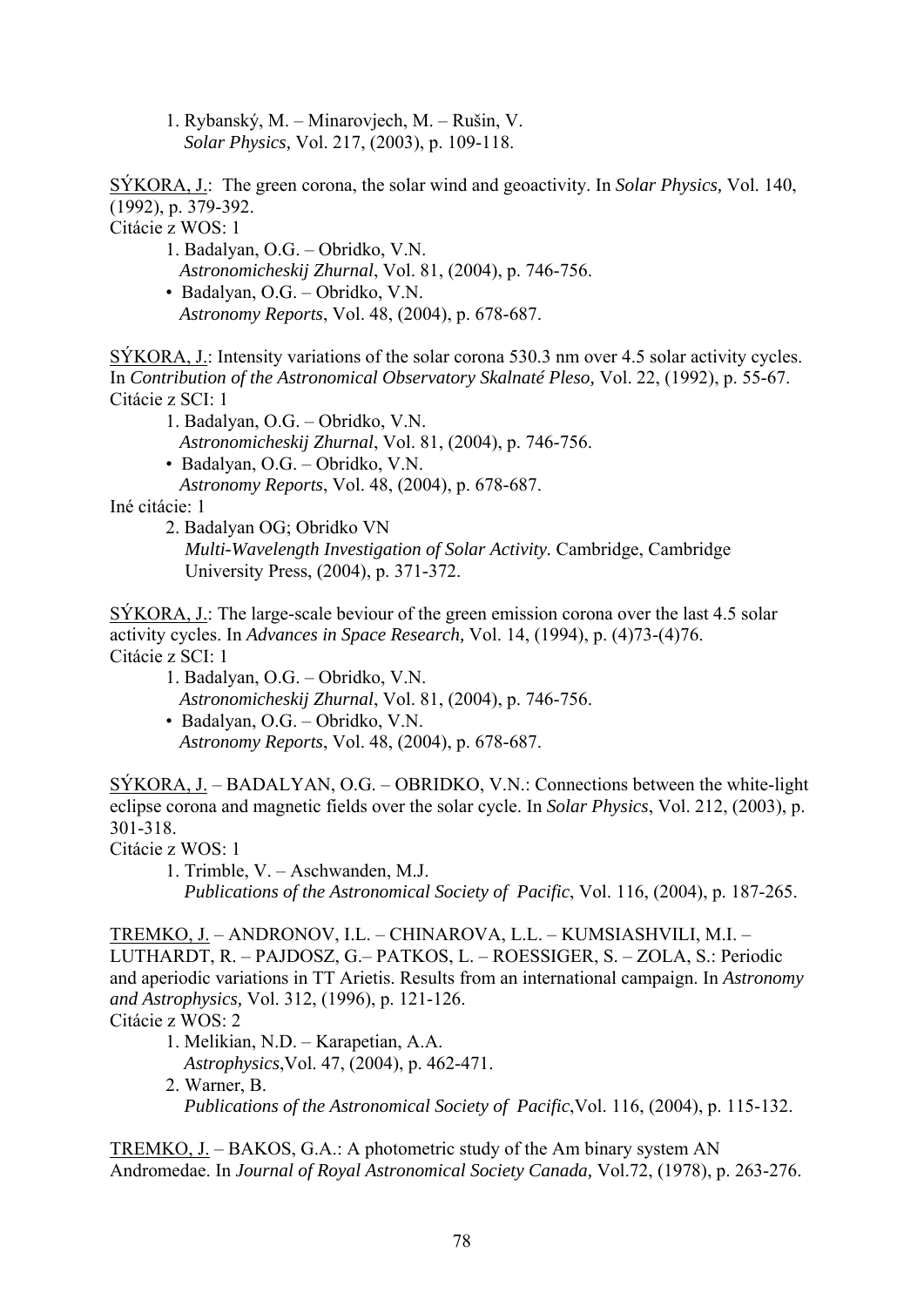1. Rybanský, M. – Minarovjech, M. – Rušin, V.
   *Solar Physics,* Vol. 217, (2003), p. 109-118.

SÝKORA, J.: The green corona, the solar wind and geoactivity. In *Solar Physics,* Vol. 140, (1992), p. 379-392.
Citácie z WOS: 1

1. Badalyan, O.G. – Obridko, V.N.
   *Astronomicheskij Zhurnal*, Vol. 81, (2004), p. 746-756.
   - Badalyan, O.G. – Obridko, V.N.
     *Astronomy Reports*, Vol. 48, (2004), p. 678-687.

SÝKORA, J.: Intensity variations of the solar corona 530.3 nm over 4.5 solar activity cycles. In *Contribution of the Astronomical Observatory Skalnaté Pleso,* Vol. 22, (1992), p. 55-67.
Citácie z SCI: 1

1. Badalyan, O.G. – Obridko, V.N.
   *Astronomicheskij Zhurnal*, Vol. 81, (2004), p. 746-756.
   - Badalyan, O.G. – Obridko, V.N.
     *Astronomy Reports*, Vol. 48, (2004), p. 678-687.

Iné citácie: 1

2. Badalyan OG; Obridko VN
   *Multi-Wavelength Investigation of Solar Activity.* Cambridge, Cambridge University Press, (2004), p. 371-372.

SÝKORA, J.: The large-scale beviour of the green emission corona over the last 4.5 solar activity cycles. In *Advances in Space Research,* Vol. 14, (1994), p. (4)73-(4)76.
Citácie z SCI: 1

1. Badalyan, O.G. – Obridko, V.N.
   *Astronomicheskij Zhurnal*, Vol. 81, (2004), p. 746-756.
   - Badalyan, O.G. – Obridko, V.N.
     *Astronomy Reports*, Vol. 48, (2004), p. 678-687.

SÝKORA, J. – BADALYAN, O.G. – OBRIDKO, V.N.: Connections between the white-light eclipse corona and magnetic fields over the solar cycle. In *Solar Physics*, Vol. 212, (2003), p. 301-318.
Citácie z WOS: 1

1. Trimble, V. – Aschwanden, M.J.
   *Publications of the Astronomical Society of Pacific*, Vol. 116, (2004), p. 187-265.

TREMKO, J. – ANDRONOV, I.L. – CHINAROVA, L.L. – KUMSIASHVILI, M.I. – LUTHARDT, R. – PAJDOSZ, G.– PATKOS, L. – ROESSIGER, S. – ZOLA, S.: Periodic and aperiodic variations in TT Arietis. Results from an international campaign. In *Astronomy and Astrophysics,* Vol. 312, (1996), p. 121-126.
Citácie z WOS: 2

1. Melikian, N.D. – Karapetian, A.A.
   *Astrophysics*,Vol. 47, (2004), p. 462-471.
2. Warner, B.
   *Publications of the Astronomical Society of Pacific*,Vol. 116, (2004), p. 115-132.

TREMKO, J. – BAKOS, G.A.: A photometric study of the Am binary system AN Andromedae. In *Journal of Royal Astronomical Society Canada,* Vol.72, (1978), p. 263-276.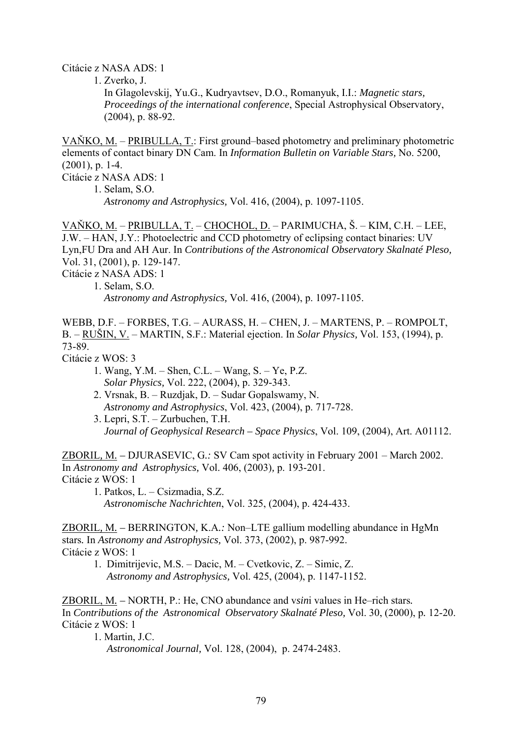Citácie z NASA ADS: 1

1. Zverko, J.
   In Glagolevskij, Yu.G., Kudryavtsev, D.O., Romanyuk, I.I.: *Magnetic stars, Proceedings of the international conference*, Special Astrophysical Observatory, (2004), p. 88-92.

VAŇKO, M. – PRIBULLA, T.: First ground–based photometry and preliminary photometric elements of contact binary DN Cam. In *Information Bulletin on Variable Stars,* No. 5200, (2001), p. 1-4.

Citácie z NASA ADS: 1

1. Selam, S.O.
   *Astronomy and Astrophysics,* Vol. 416, (2004), p. 1097-1105.

VAŇKO, M. – PRIBULLA, T. – CHOCHOL, D. – PARIMUCHA, Š. – KIM, C.H. – LEE, J.W. – HAN, J.Y.: Photoelectric and CCD photometry of eclipsing contact binaries: UV Lyn,FU Dra and AH Aur. In *Contributions of the Astronomical Observatory Skalnaté Pleso,* Vol. 31, (2001), p. 129-147.

Citácie z NASA ADS: 1

1. Selam, S.O.
   *Astronomy and Astrophysics,* Vol. 416, (2004), p. 1097-1105.

WEBB, D.F. – FORBES, T.G. – AURASS, H. – CHEN, J. – MARTENS, P. – ROMPOLT, B. – RUŠIN, V. – MARTIN, S.F.: Material ejection. In *Solar Physics,* Vol. 153, (1994), p. 73-89.

Citácie z WOS: 3

1. Wang, Y.M. – Shen, C.L. – Wang, S. – Ye, P.Z.
   *Solar Physics,* Vol. 222, (2004), p. 329-343.
2. Vrsnak, B. – Ruzdjak, D. – Sudar Gopalswamy, N.
   *Astronomy and Astrophysics*, Vol. 423, (2004), p. 717-728.
3. Lepri, S.T. – Zurbuchen, T.H.
   *Journal of Geophysical Research – Space Physics*, Vol. 109, (2004), Art. A01112.

ZBORIL, M. – DJURASEVIC, G.: SV Cam spot activity in February 2001 – March 2002. In *Astronomy and Astrophysics,* Vol. 406, (2003), p. 193-201.

Citácie z WOS: 1

1. Patkos, L. – Csizmadia, S.Z.
   *Astronomische Nachrichten*, Vol. 325, (2004), p. 424-433.

ZBORIL, M. – BERRINGTON, K.A.: Non–LTE gallium modelling abundance in HgMn stars. In *Astronomy and Astrophysics,* Vol. 373, (2002), p. 987-992.

Citácie z WOS: 1

1. Dimitrijevic, M.S. – Dacic, M. – Cvetkovic, Z. – Simic, Z.
   *Astronomy and Astrophysics,* Vol. 425, (2004), p. 1147-1152.

ZBORIL, M. – NORTH, P.: He, CNO abundance and v*sin*i values in He–rich stars. In *Contributions of the Astronomical Observatory Skalnaté Pleso,* Vol. 30, (2000), p. 12-20.

Citácie z WOS: 1

1. Martin, J.C.
   *Astronomical Journal,* Vol. 128, (2004), p. 2474-2483.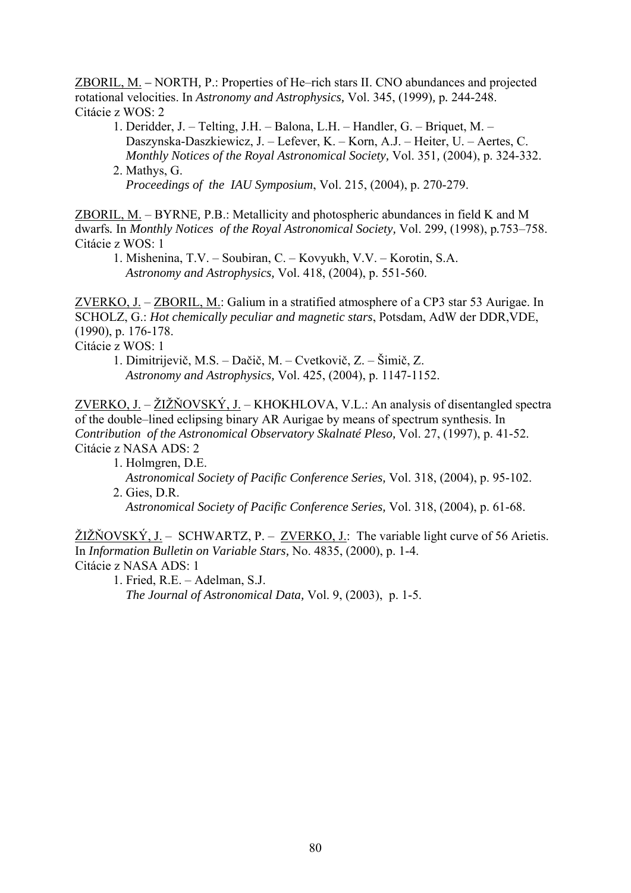ZBORIL, M. – NORTH, P.: Properties of He–rich stars II. CNO abundances and projected rotational velocities. In *Astronomy and Astrophysics,* Vol. 345, (1999), p. 244-248.
Citácie z WOS: 2

1. Deridder, J. – Telting, J.H. – Balona, L.H. – Handler, G. – Briquet, M. – Daszynska-Daszkiewicz, J. – Lefever, K. – Korn, A.J. – Heiter, U. – Aertes, C.
   *Monthly Notices of the Royal Astronomical Society,* Vol. 351, (2004), p. 324-332.
2. Mathys, G.
   *Proceedings of the IAU Symposium*, Vol. 215, (2004), p. 270-279.

ZBORIL, M. – BYRNE, P.B.: Metallicity and photospheric abundances in field K and M dwarfs. In *Monthly Notices of the Royal Astronomical Society,* Vol. 299, (1998), p.753–758.
Citácie z WOS: 1

1. Mishenina, T.V. – Soubiran, C. – Kovyukh, V.V. – Korotin, S.A.
   *Astronomy and Astrophysics,* Vol. 418, (2004), p. 551-560.

ZVERKO, J. – ZBORIL, M.: Galium in a stratified atmosphere of a CP3 star 53 Aurigae. In SCHOLZ, G.: *Hot chemically peculiar and magnetic stars*, Potsdam, AdW der DDR,VDE, (1990), p. 176-178.
Citácie z WOS: 1

1. Dimitrijevič, M.S. – Dačič, M. – Cvetkovič, Z. – Šimič, Z.
   *Astronomy and Astrophysics,* Vol. 425, (2004), p. 1147-1152.

ZVERKO, J. – ŽIŽŇOVSKÝ, J. – KHOKHLOVA, V.L.: An analysis of disentangled spectra of the double–lined eclipsing binary AR Aurigae by means of spectrum synthesis. In *Contribution of the Astronomical Observatory Skalnaté Pleso,* Vol. 27, (1997), p. 41-52.
Citácie z NASA ADS: 2

1. Holmgren, D.E.
   *Astronomical Society of Pacific Conference Series,* Vol. 318, (2004), p. 95-102.
2. Gies, D.R.
   *Astronomical Society of Pacific Conference Series,* Vol. 318, (2004), p. 61-68.

ŽIŽŇOVSKÝ, J. – SCHWARTZ, P. – ZVERKO, J.: The variable light curve of 56 Arietis. In *Information Bulletin on Variable Stars,* No. 4835, (2000), p. 1-4.
Citácie z NASA ADS: 1

1. Fried, R.E. – Adelman, S.J.
   *The Journal of Astronomical Data,* Vol. 9, (2003), p. 1-5.